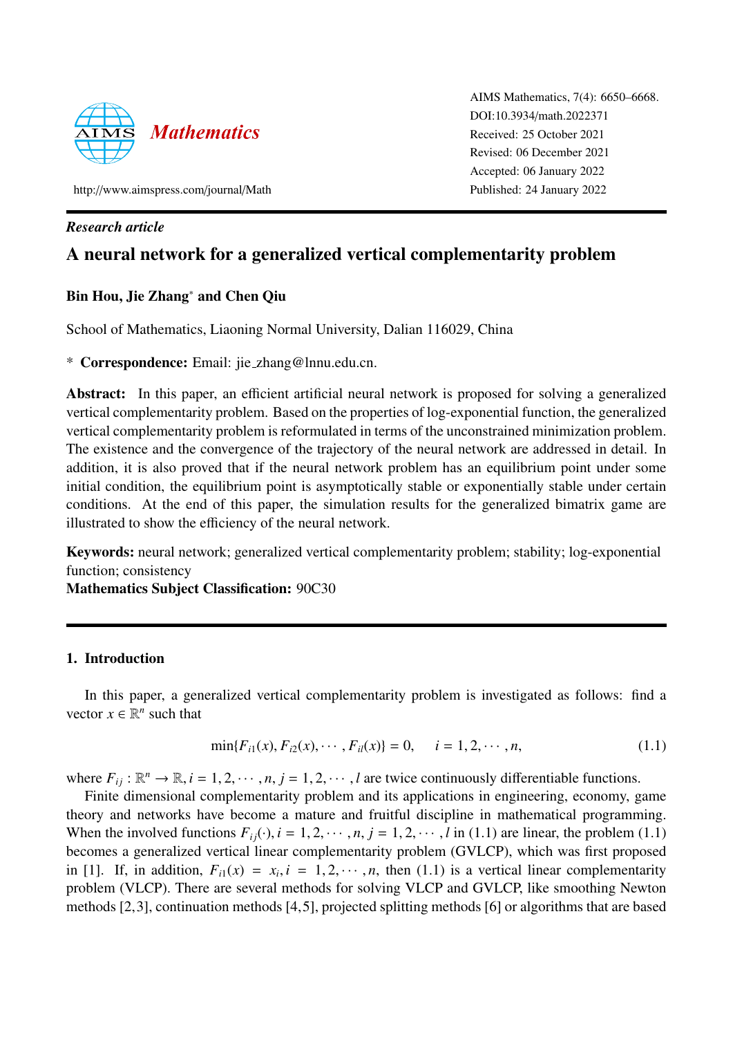*Research article*

# A neural network for a generalized vertical complementarity problem

**Bin Hou, Jie Zhang* and Chen Qiu**

School of Mathematics, Liaoning Normal University, Dalian 116029, China

\* **Correspondence:** Email: jie_zhang@lnnu.edu.cn.

**Abstract:** In this paper, an efficient artificial neural network is proposed for solving a generalized vertical complementarity problem. Based on the properties of log-exponential function, the generalized vertical complementarity problem is reformulated in terms of the unconstrained minimization problem. The existence and the convergence of the trajectory of the neural network are addressed in detail. In addition, it is also proved that if the neural network problem has an equilibrium point under some initial condition, the equilibrium point is asymptotically stable or exponentially stable under certain conditions. At the end of this paper, the simulation results for the generalized bimatrix game are illustrated to show the efficiency of the neural network.

**Keywords:** neural network; generalized vertical complementarity problem; stability; log-exponential function; consistency

**Mathematics Subject Classification:** 90C30

## 1. Introduction

In this paper, a generalized vertical complementarity problem is investigated as follows: find a vector $x \in \mathbb{R}^n$ such that

$$\min\{F_{i1}(x), F_{i2}(x), \cdots, F_{il}(x)\} = 0, \quad i = 1, 2, \cdots, n, \tag{1.1}$$

where $F_{ij} : \mathbb{R}^n \to \mathbb{R}, i = 1, 2, \cdots, n, j = 1, 2, \cdots, l$ are twice continuously differentiable functions.

Finite dimensional complementarity problem and its applications in engineering, economy, game theory and networks have become a mature and fruitful discipline in mathematical programming. When the involved functions $F_{ij}(\cdot), i = 1, 2, \cdots, n, j = 1, 2, \cdots, l$ in (1.1) are linear, the problem (1.1) becomes a generalized vertical linear complementarity problem (GVLCP), which was first proposed in [1]. If, in addition, $F_{i1}(x) = x_i, i = 1, 2, \cdots, n$, then (1.1) is a vertical linear complementarity problem (VLCP). There are several methods for solving VLCP and GVLCP, like smoothing Newton methods [2,3], continuation methods [4,5], projected splitting methods [6] or algorithms that are based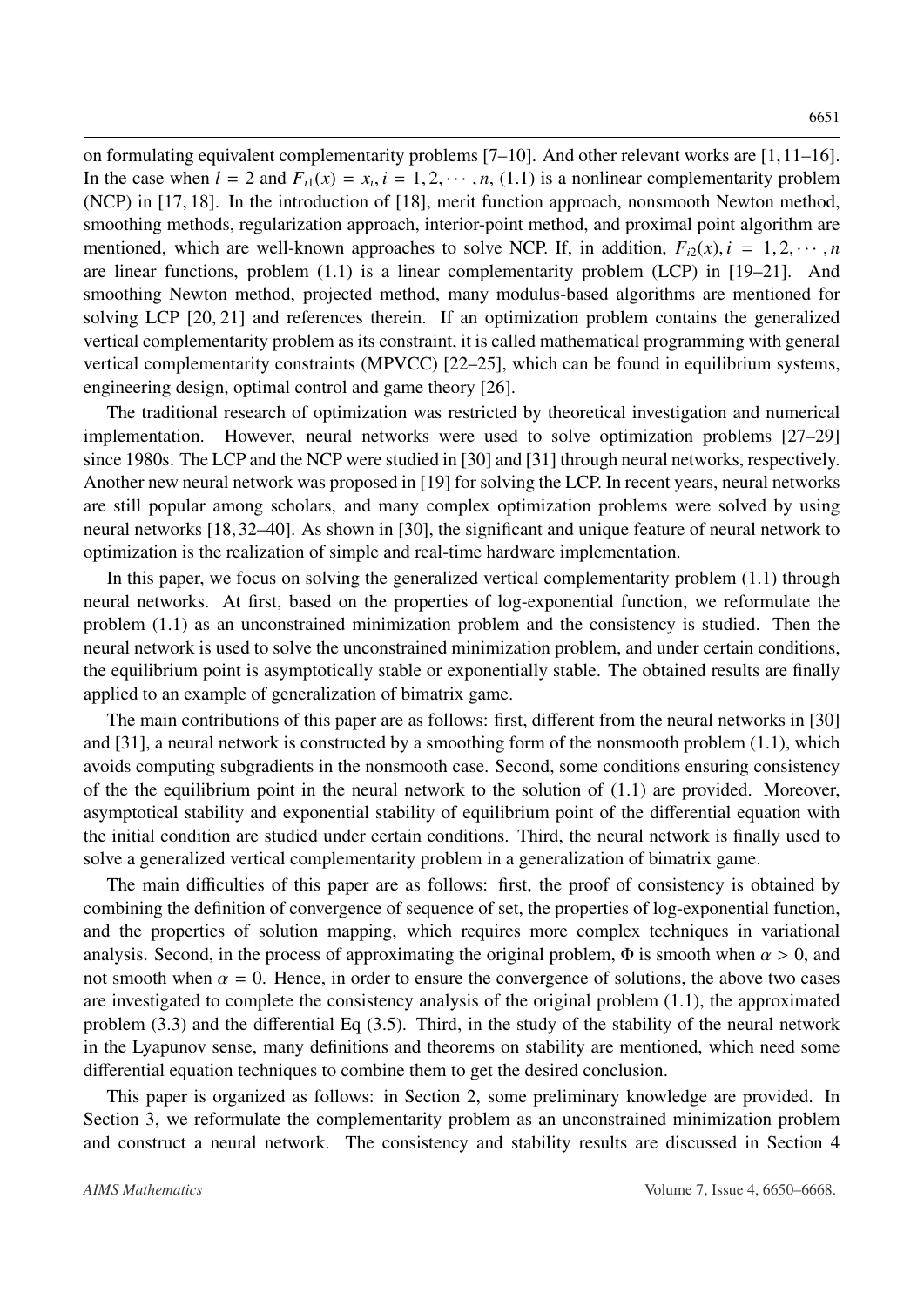on formulating equivalent complementarity problems [7–10]. And other relevant works are [1, 11–16]. In the case when $l = 2$ and $F_{i1}(x) = x_i, i = 1, 2, \cdots, n$, (1.1) is a nonlinear complementarity problem (NCP) in [17, 18]. In the introduction of [18], merit function approach, nonsmooth Newton method, smoothing methods, regularization approach, interior-point method, and proximal point algorithm are mentioned, which are well-known approaches to solve NCP. If, in addition, $F_{i2}(x), i = 1, 2, \cdots, n$ are linear functions, problem (1.1) is a linear complementarity problem (LCP) in [19–21]. And smoothing Newton method, projected method, many modulus-based algorithms are mentioned for solving LCP [20, 21] and references therein. If an optimization problem contains the generalized vertical complementarity problem as its constraint, it is called mathematical programming with general vertical complementarity constraints (MPVCC) [22–25], which can be found in equilibrium systems, engineering design, optimal control and game theory [26].

The traditional research of optimization was restricted by theoretical investigation and numerical implementation. However, neural networks were used to solve optimization problems [27–29] since 1980s. The LCP and the NCP were studied in [30] and [31] through neural networks, respectively. Another new neural network was proposed in [19] for solving the LCP. In recent years, neural networks are still popular among scholars, and many complex optimization problems were solved by using neural networks [18, 32–40]. As shown in [30], the significant and unique feature of neural network to optimization is the realization of simple and real-time hardware implementation.

In this paper, we focus on solving the generalized vertical complementarity problem (1.1) through neural networks. At first, based on the properties of log-exponential function, we reformulate the problem (1.1) as an unconstrained minimization problem and the consistency is studied. Then the neural network is used to solve the unconstrained minimization problem, and under certain conditions, the equilibrium point is asymptotically stable or exponentially stable. The obtained results are finally applied to an example of generalization of bimatrix game.

The main contributions of this paper are as follows: first, different from the neural networks in [30] and [31], a neural network is constructed by a smoothing form of the nonsmooth problem (1.1), which avoids computing subgradients in the nonsmooth case. Second, some conditions ensuring consistency of the the equilibrium point in the neural network to the solution of (1.1) are provided. Moreover, asymptotical stability and exponential stability of equilibrium point of the differential equation with the initial condition are studied under certain conditions. Third, the neural network is finally used to solve a generalized vertical complementarity problem in a generalization of bimatrix game.

The main difficulties of this paper are as follows: first, the proof of consistency is obtained by combining the definition of convergence of sequence of set, the properties of log-exponential function, and the properties of solution mapping, which requires more complex techniques in variational analysis. Second, in the process of approximating the original problem, $\Phi$ is smooth when $\alpha > 0$, and not smooth when $\alpha = 0$. Hence, in order to ensure the convergence of solutions, the above two cases are investigated to complete the consistency analysis of the original problem (1.1), the approximated problem (3.3) and the differential Eq (3.5). Third, in the study of the stability of the neural network in the Lyapunov sense, many definitions and theorems on stability are mentioned, which need some differential equation techniques to combine them to get the desired conclusion.

This paper is organized as follows: in Section 2, some preliminary knowledge are provided. In Section 3, we reformulate the complementarity problem as an unconstrained minimization problem and construct a neural network. The consistency and stability results are discussed in Section 4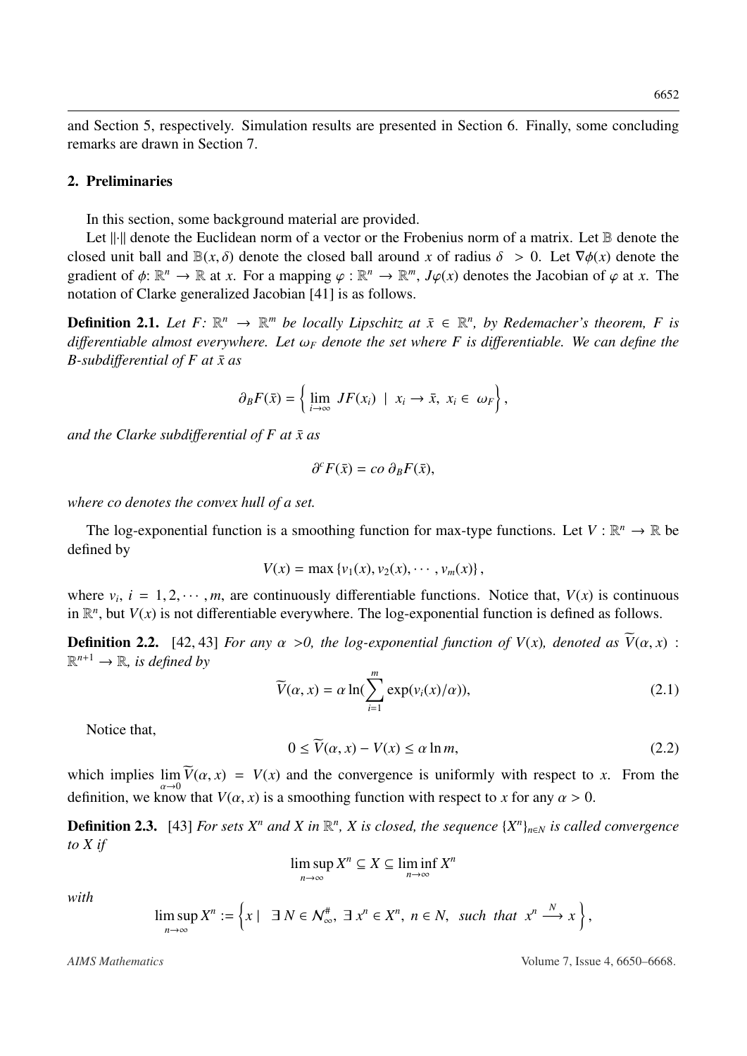and Section 5, respectively. Simulation results are presented in Section 6. Finally, some concluding remarks are drawn in Section 7.

## 2. Preliminaries

In this section, some background material are provided.

Let $\|\cdot\|$ denote the Euclidean norm of a vector or the Frobenius norm of a matrix. Let $\mathbb{B}$ denote the closed unit ball and $\mathbb{B}(x, \delta)$ denote the closed ball around $x$ of radius $\delta > 0$. Let $\nabla\phi(x)$ denote the gradient of $\phi$: $\mathbb{R}^n \to \mathbb{R}$ at $x$. For a mapping $\varphi : \mathbb{R}^n \to \mathbb{R}^m$, $J\varphi(x)$ denotes the Jacobian of $\varphi$ at $x$. The notation of Clarke generalized Jacobian [41] is as follows.

**Definition 2.1.** *Let $F$: $\mathbb{R}^n \to \mathbb{R}^m$ be locally Lipschitz at $\bar{x} \in \mathbb{R}^n$, by Redemacher's theorem, $F$ is differentiable almost everywhere. Let $\omega_F$ denote the set where $F$ is differentiable. We can define the B-subdifferential of $F$ at $\bar{x}$ as*

$$\partial_B F(\bar{x}) = \left\{ \lim_{i\to\infty} JF(x_i) \ | \ x_i \to \bar{x}, \ x_i \in \ \omega_F \right\},$$

*and the Clarke subdifferential of $F$ at $\bar{x}$ as*

$$\partial^c F(\bar{x}) = co \ \partial_B F(\bar{x}),$$

*where co denotes the convex hull of a set.*

The log-exponential function is a smoothing function for max-type functions. Let $V : \mathbb{R}^n \to \mathbb{R}$ be defined by

$$V(x) = \max\{v_1(x), v_2(x), \cdots, v_m(x)\},$$

where $v_i$, $i = 1, 2, \cdots, m$, are continuously differentiable functions. Notice that, $V(x)$ is continuous in $\mathbb{R}^n$, but $V(x)$ is not differentiable everywhere. The log-exponential function is defined as follows.

**Definition 2.2.** [42, 43] *For any $\alpha > 0$, the log-exponential function of $V(x)$, denoted as $\widetilde{V}(\alpha, x)$ : $\mathbb{R}^{n+1} \to \mathbb{R}$, is defined by*

$$\widetilde{V}(\alpha, x) = \alpha \ln(\sum_{i=1}^{m} \exp(v_i(x)/\alpha)), \tag{2.1}$$

Notice that,

$$0 \le \widetilde{V}(\alpha, x) - V(x) \le \alpha \ln m, \tag{2.2}$$

which implies $\lim_{\alpha\to 0} \widetilde{V}(\alpha, x) = V(x)$ and the convergence is uniformly with respect to $x$. From the definition, we know that $V(\alpha, x)$ is a smoothing function with respect to $x$ for any $\alpha > 0$.

**Definition 2.3.** [43] *For sets $X^n$ and $X$ in $\mathbb{R}^n$, $X$ is closed, the sequence $\{X^n\}_{n\in N}$ is called convergence to $X$ if*

$$\limsup_{n\to\infty} X^n \subseteq X \subseteq \liminf_{n\to\infty} X^n$$

*with*

$$\limsup_{n\to\infty} X^n := \left\{ x \ | \ \ \exists \ N \in \mathcal{N}_\infty^\#, \ \exists \ x^n \in X^n, \ n \in N, \ \ such \ \ that \ \ x^n \xrightarrow{N} x \right\},$$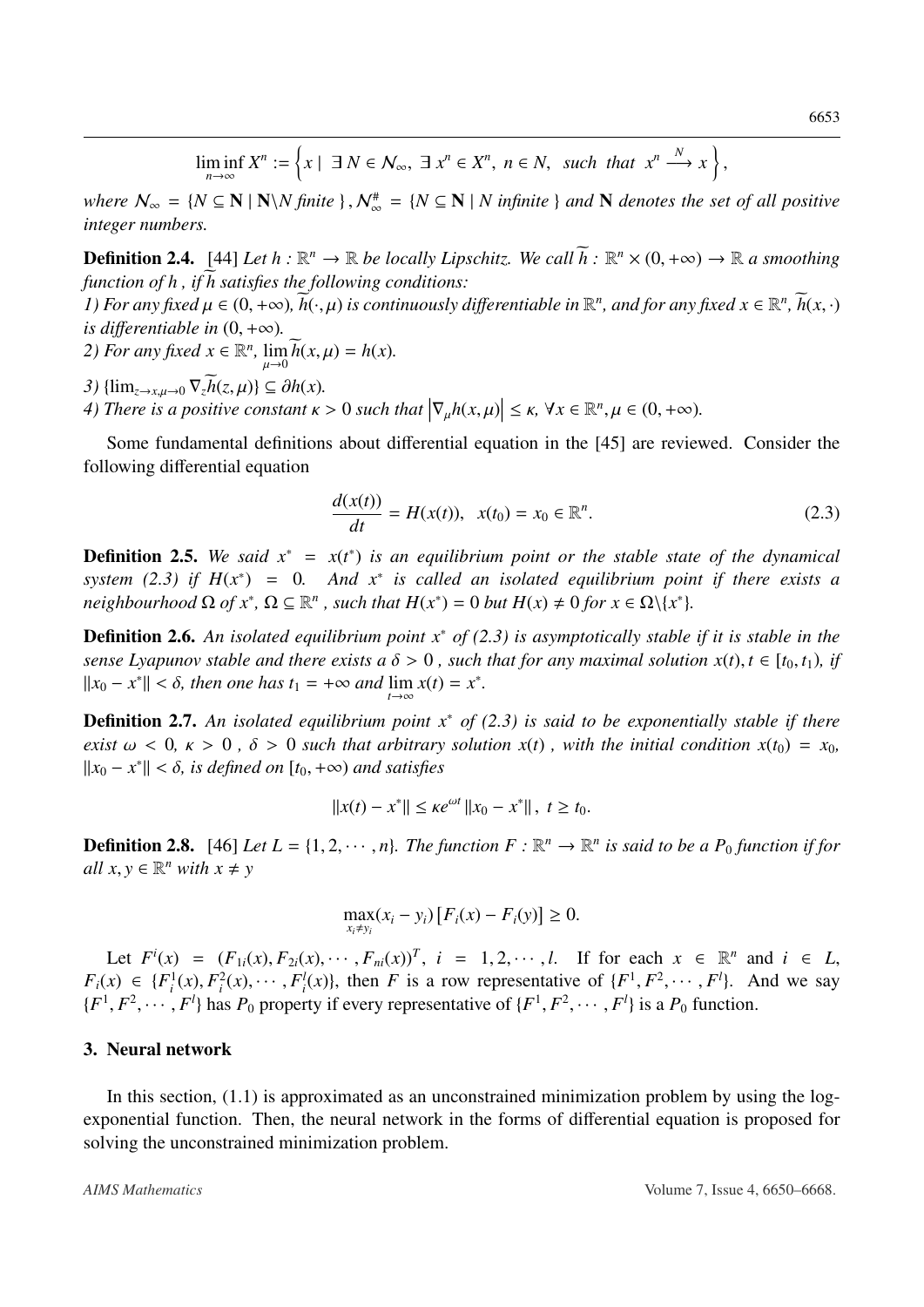$$\liminf_{n\to\infty} X^n := \left\{ x \mid \exists\, N \in \mathcal{N}_\infty,\ \exists\, x^n \in X^n,\ n \in N,\ \text{ such that } \ x^n \xrightarrow{N} x \right\},$$

*where* $\mathcal{N}_\infty = \{N \subseteq \mathbf{N} \mid \mathbf{N} \backslash N \text{ finite}\}$ , $\mathcal{N}_\infty^\# = \{N \subseteq \mathbf{N} \mid N \text{ infinite}\}$ *and* $\mathbf{N}$ *denotes the set of all positive integer numbers.*

**Definition 2.4.** [44] *Let* $h : \mathbb{R}^n \to \mathbb{R}$ *be locally Lipschitz. We call* $\widetilde{h} : \mathbb{R}^n \times (0, +\infty) \to \mathbb{R}$ *a smoothing function of* $h$ *, if* $\widetilde{h}$ *satisfies the following conditions:*

*1) For any fixed* $\mu \in (0, +\infty)$*,* $\widetilde{h}(\cdot, \mu)$ *is continuously differentiable in* $\mathbb{R}^n$*, and for any fixed* $x \in \mathbb{R}^n$*,* $\widetilde{h}(x, \cdot)$ *is differentiable in* $(0, +\infty)$*.*

*2) For any fixed* $x \in \mathbb{R}^n$*,* $\lim_{\mu\to 0} \widetilde{h}(x, \mu) = h(x)$*.*

*3)* $\{\lim_{z\to x, \mu\to 0} \nabla_z \widetilde{h}(z, \mu)\} \subseteq \partial h(x)$*.*

*4) There is a positive constant* $\kappa > 0$ *such that* $\left|\nabla_\mu h(x, \mu)\right| \le \kappa,\ \forall x \in \mathbb{R}^n, \mu \in (0, +\infty)$*.*

Some fundamental definitions about differential equation in the [45] are reviewed. Consider the following differential equation

$$\frac{d(x(t))}{dt} = H(x(t)), \quad x(t_0) = x_0 \in \mathbb{R}^n. \tag{2.3}$$

**Definition 2.5.** *We said* $x^* = x(t^*)$ *is an equilibrium point or the stable state of the dynamical system (2.3) if* $H(x^*) = 0$*. And* $x^*$ *is called an isolated equilibrium point if there exists a neighbourhood* $\Omega$ *of* $x^*$*,* $\Omega \subseteq \mathbb{R}^n$ *, such that* $H(x^*) = 0$ *but* $H(x) \neq 0$ *for* $x \in \Omega\backslash\{x^*\}$*.*

**Definition 2.6.** *An isolated equilibrium point* $x^*$ *of (2.3) is asymptotically stable if it is stable in the sense Lyapunov stable and there exists a* $\delta > 0$ *, such that for any maximal solution* $x(t), t \in [t_0, t_1)$*, if* $\|x_0 - x^*\| < \delta$*, then one has* $t_1 = +\infty$ *and* $\lim_{t\to\infty} x(t) = x^*$*.*

**Definition 2.7.** *An isolated equilibrium point* $x^*$ *of (2.3) is said to be exponentially stable if there exist* $\omega < 0$*,* $\kappa > 0$ *,* $\delta > 0$ *such that arbitrary solution* $x(t)$ *, with the initial condition* $x(t_0) = x_0$*,* $\|x_0 - x^*\| < \delta$*, is defined on* $[t_0, +\infty)$ *and satisfies*

$$\|x(t) - x^*\| \le \kappa e^{\omega t} \|x_0 - x^*\|, \ t \ge t_0.$$

**Definition 2.8.** [46] *Let* $L = \{1, 2, \cdots, n\}$*. The function* $F : \mathbb{R}^n \to \mathbb{R}^n$ *is said to be a* $P_0$ *function if for all* $x, y \in \mathbb{R}^n$ *with* $x \neq y$

$$\max_{x_i \neq y_i} (x_i - y_i)\left[F_i(x) - F_i(y)\right] \ge 0.$$

Let $F^i(x) = (F_{1i}(x), F_{2i}(x), \cdots, F_{ni}(x))^T$, $i = 1, 2, \cdots, l$. If for each $x \in \mathbb{R}^n$ and $i \in L$, $F_i(x) \in \{F_i^1(x), F_i^2(x), \cdots, F_i^l(x)\}$, then $F$ is a row representative of $\{F^1, F^2, \cdots, F^l\}$. And we say $\{F^1, F^2, \cdots, F^l\}$ has $P_0$ property if every representative of $\{F^1, F^2, \cdots, F^l\}$ is a $P_0$ function.

## 3. Neural network

In this section, (1.1) is approximated as an unconstrained minimization problem by using the log-exponential function. Then, the neural network in the forms of differential equation is proposed for solving the unconstrained minimization problem.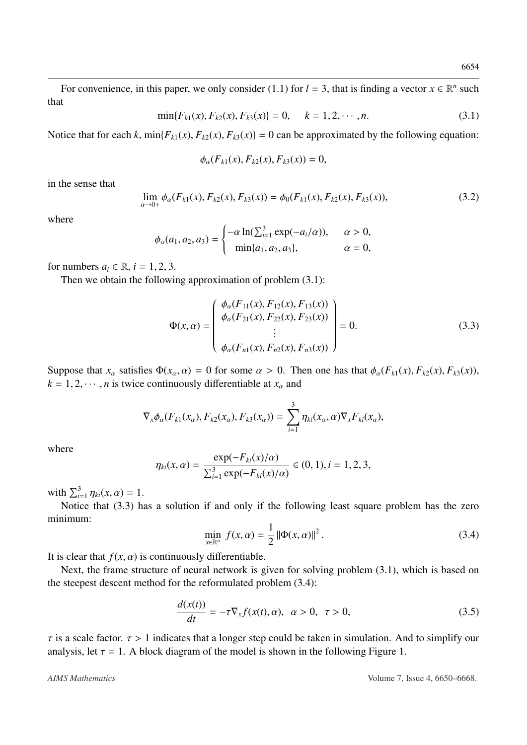For convenience, in this paper, we only consider (1.1) for $l = 3$, that is finding a vector $x \in \mathbb{R}^n$ such that

$$\min\{F_{k1}(x), F_{k2}(x), F_{k3}(x)\} = 0, \quad k = 1, 2, \cdots, n. \tag{3.1}$$

Notice that for each $k$, $\min\{F_{k1}(x), F_{k2}(x), F_{k3}(x)\} = 0$ can be approximated by the following equation:

$$\phi_\alpha(F_{k1}(x), F_{k2}(x), F_{k3}(x)) = 0,$$

in the sense that

$$\lim_{\alpha \to 0+} \phi_\alpha(F_{k1}(x), F_{k2}(x), F_{k3}(x)) = \phi_0(F_{k1}(x), F_{k2}(x), F_{k3}(x)), \tag{3.2}$$

where

$$\phi_\alpha(a_1, a_2, a_3) = \begin{cases} -\alpha \ln(\sum_{i=1}^{3} \exp(-a_i/\alpha)), & \alpha > 0, \\ \min\{a_1, a_2, a_3\}, & \alpha = 0, \end{cases}$$

for numbers $a_i \in \mathbb{R}$, $i = 1, 2, 3$.

Then we obtain the following approximation of problem (3.1):

$$\Phi(x, \alpha) = \begin{pmatrix} \phi_\alpha(F_{11}(x), F_{12}(x), F_{13}(x)) \\ \phi_\alpha(F_{21}(x), F_{22}(x), F_{23}(x)) \\ \vdots \\ \phi_\alpha(F_{n1}(x), F_{n2}(x), F_{n3}(x)) \end{pmatrix} = 0. \tag{3.3}$$

Suppose that $x_\alpha$ satisfies $\Phi(x_\alpha, \alpha) = 0$ for some $\alpha > 0$. Then one has that $\phi_\alpha(F_{k1}(x), F_{k2}(x), F_{k3}(x))$, $k = 1, 2, \cdots, n$ is twice continuously differentiable at $x_\alpha$ and

$$\nabla_x \phi_\alpha(F_{k1}(x_\alpha), F_{k2}(x_\alpha), F_{k3}(x_\alpha)) = \sum_{i=1}^{3} \eta_{ki}(x_\alpha, \alpha) \nabla_x F_{ki}(x_\alpha),$$

where

$$\eta_{ki}(x, \alpha) = \frac{\exp(-F_{ki}(x)/\alpha)}{\sum_{i=1}^{3} \exp(-F_{ki}(x)/\alpha)} \in (0, 1), i = 1, 2, 3,$$

with $\sum_{i=1}^{3} \eta_{ki}(x, \alpha) = 1$.

Notice that (3.3) has a solution if and only if the following least square problem has the zero minimum:

$$\min_{x \in \mathbb{R}^n} f(x, \alpha) = \frac{1}{2} \|\Phi(x, \alpha)\|^2. \tag{3.4}$$

It is clear that $f(x, \alpha)$ is continuously differentiable.

Next, the frame structure of neural network is given for solving problem (3.1), which is based on the steepest descent method for the reformulated problem (3.4):

$$\frac{d(x(t))}{dt} = -\tau \nabla_x f(x(t), \alpha), \quad \alpha > 0, \quad \tau > 0, \tag{3.5}$$

$\tau$ is a scale factor. $\tau > 1$ indicates that a longer step could be taken in simulation. And to simplify our analysis, let $\tau = 1$. A block diagram of the model is shown in the following Figure 1.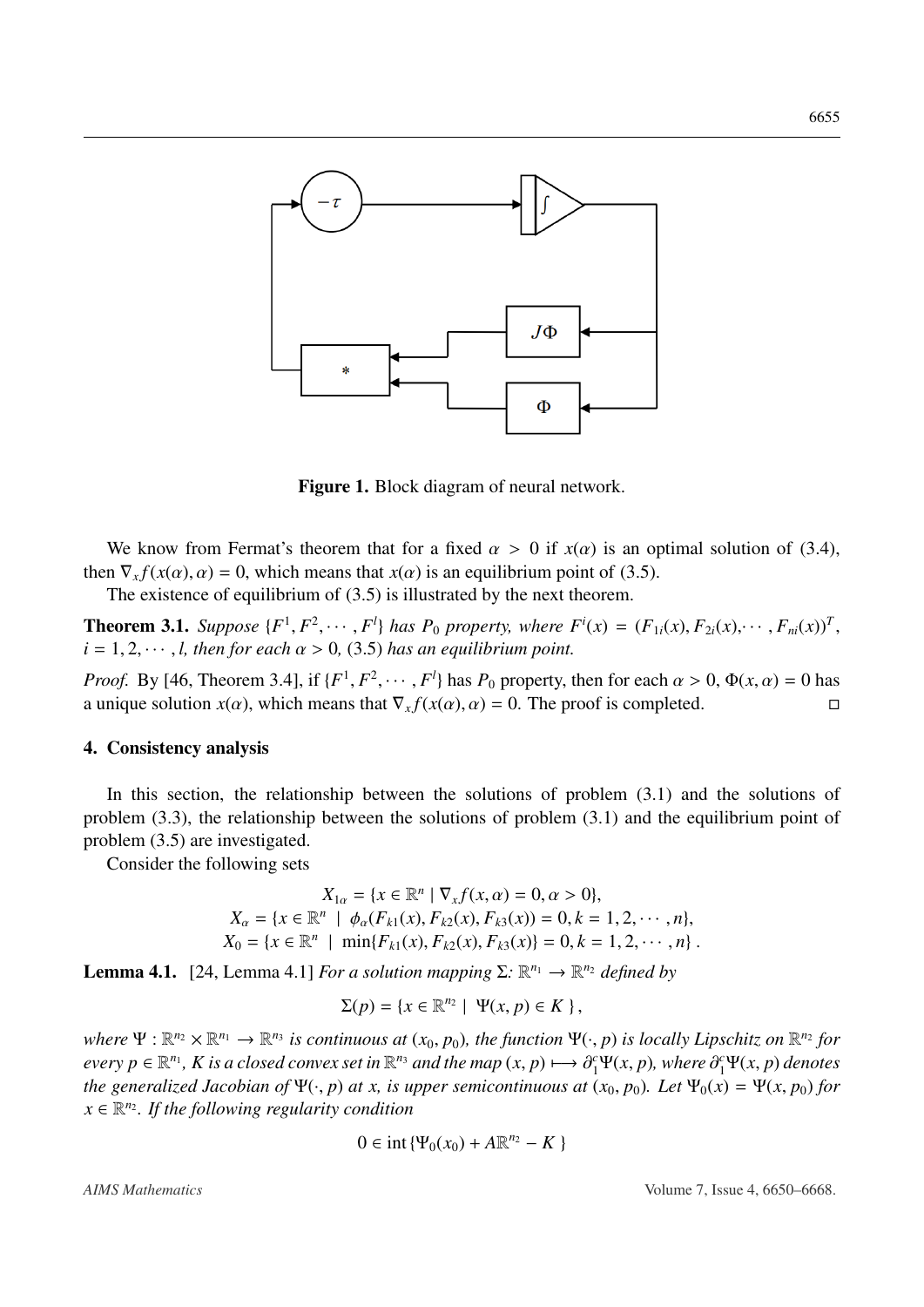**Figure 1.** Block diagram of neural network.

We know from Fermat's theorem that for a fixed $\alpha > 0$ if $x(\alpha)$ is an optimal solution of (3.4), then $\nabla_x f(x(\alpha), \alpha) = 0$, which means that $x(\alpha)$ is an equilibrium point of (3.5).

The existence of equilibrium of (3.5) is illustrated by the next theorem.

**Theorem 3.1.** *Suppose* $\{F^1, F^2, \cdots, F^l\}$ *has* $P_0$ *property, where* $F^i(x) = (F_{1i}(x), F_{2i}(x), \cdots, F_{ni}(x))^T$, $i = 1, 2, \cdots, l$, *then for each* $\alpha > 0$, (3.5) *has an equilibrium point.*

*Proof.* By [46, Theorem 3.4], if $\{F^1, F^2, \cdots, F^l\}$ has $P_0$ property, then for each $\alpha > 0$, $\Phi(x, \alpha) = 0$ has a unique solution $x(\alpha)$, which means that $\nabla_x f(x(\alpha), \alpha) = 0$. The proof is completed. □

## 4. Consistency analysis

In this section, the relationship between the solutions of problem (3.1) and the solutions of problem (3.3), the relationship between the solutions of problem (3.1) and the equilibrium point of problem (3.5) are investigated.

Consider the following sets

$$X_{1\alpha} = \{x \in \mathbb{R}^n \mid \nabla_x f(x, \alpha) = 0, \alpha > 0\},$$
$$X_\alpha = \{x \in \mathbb{R}^n \mid \phi_\alpha(F_{k1}(x), F_{k2}(x), F_{k3}(x)) = 0, k = 1, 2, \cdots, n\},$$
$$X_0 = \{x \in \mathbb{R}^n \mid \min\{F_{k1}(x), F_{k2}(x), F_{k3}(x)\} = 0, k = 1, 2, \cdots, n\}.$$

**Lemma 4.1.** [24, Lemma 4.1] *For a solution mapping* $\Sigma: \mathbb{R}^{n_1} \to \mathbb{R}^{n_2}$ *defined by*

$$\Sigma(p) = \{x \in \mathbb{R}^{n_2} \mid \Psi(x, p) \in K\},$$

*where* $\Psi : \mathbb{R}^{n_2} \times \mathbb{R}^{n_1} \to \mathbb{R}^{n_3}$ *is continuous at* $(x_0, p_0)$*, the function* $\Psi(\cdot, p)$ *is locally Lipschitz on* $\mathbb{R}^{n_2}$ *for every* $p \in \mathbb{R}^{n_1}$*,* $K$ *is a closed convex set in* $\mathbb{R}^{n_3}$ *and the map* $(x, p) \longmapsto \partial_1^c \Psi(x, p)$*, where* $\partial_1^c \Psi(x, p)$ *denotes the generalized Jacobian of* $\Psi(\cdot, p)$ *at* $x$*, is upper semicontinuous at* $(x_0, p_0)$*. Let* $\Psi_0(x) = \Psi(x, p_0)$ *for* $x \in \mathbb{R}^{n_2}$*. If the following regularity condition*

$$0 \in \operatorname{int}\{\Psi_0(x_0) + A\mathbb{R}^{n_2} - K\}$$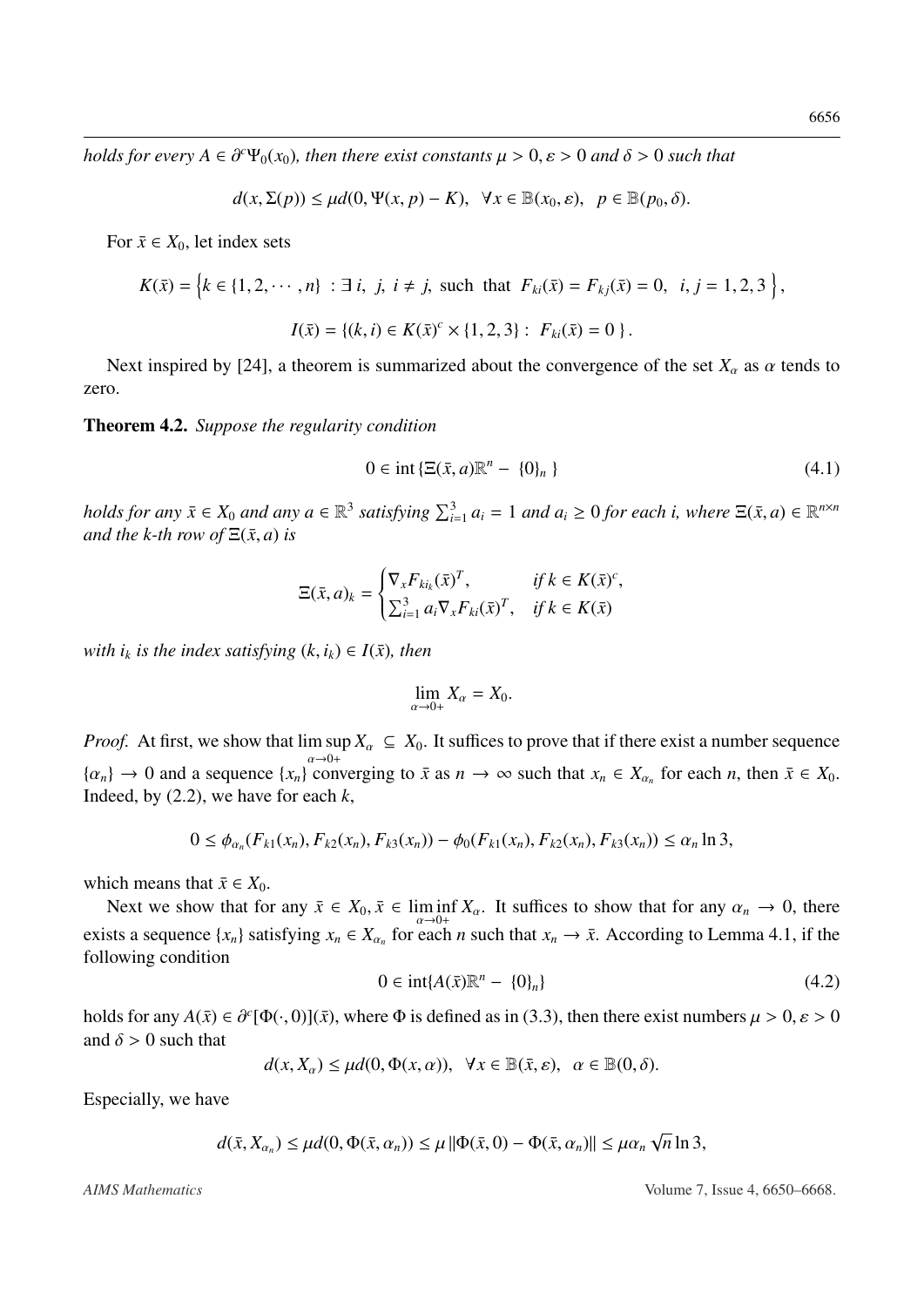*holds for every $A \in \partial^c\Psi_0(x_0)$, then there exist constants $\mu > 0, \varepsilon > 0$ and $\delta > 0$ such that*

$$d(x, \Sigma(p)) \le \mu d(0, \Psi(x, p) - K), \quad \forall x \in \mathbb{B}(x_0, \varepsilon), \quad p \in \mathbb{B}(p_0, \delta).$$

For $\bar{x} \in X_0$, let index sets

$$K(\bar{x}) = \left\{k \in \{1, 2, \cdots, n\} \;:\; \exists\ i,\ j,\ i \neq j, \text{ such that } F_{ki}(\bar{x}) = F_{kj}(\bar{x}) = 0, \;\; i, j = 1, 2, 3\right\},$$

$$I(\bar{x}) = \{(k, i) \in K(\bar{x})^c \times \{1, 2, 3\} : \; F_{ki}(\bar{x}) = 0\}.$$

Next inspired by [24], a theorem is summarized about the convergence of the set $X_\alpha$ as $\alpha$ tends to zero.

**Theorem 4.2.** *Suppose the regularity condition*

$$0 \in \operatorname{int}\{\Xi(\bar{x}, a)\mathbb{R}^n - \{0\}_n\} \tag{4.1}$$

*holds for any $\bar{x} \in X_0$ and any $a \in \mathbb{R}^3$ satisfying $\sum_{i=1}^3 a_i = 1$ and $a_i \ge 0$ for each i, where $\Xi(\bar{x}, a) \in \mathbb{R}^{n\times n}$ and the k-th row of $\Xi(\bar{x}, a)$ is*

$$\Xi(\bar{x}, a)_k = \begin{cases} \nabla_x F_{ki_k}(\bar{x})^T, & \text{if } k \in K(\bar{x})^c, \\ \sum_{i=1}^3 a_i \nabla_x F_{ki}(\bar{x})^T, & \text{if } k \in K(\bar{x}) \end{cases}$$

*with $i_k$ is the index satisfying $(k, i_k) \in I(\bar{x})$, then*

$$\lim_{\alpha\to 0+} X_\alpha = X_0.$$

*Proof.* At first, we show that $\limsup\limits_{\alpha\to 0+} X_\alpha \subseteq X_0$. It suffices to prove that if there exist a number sequence $\{\alpha_n\} \to 0$ and a sequence $\{x_n\}$ converging to $\bar{x}$ as $n \to \infty$ such that $x_n \in X_{\alpha_n}$ for each $n$, then $\bar{x} \in X_0$. Indeed, by (2.2), we have for each $k$,

$$0 \le \phi_{\alpha_n}(F_{k1}(x_n), F_{k2}(x_n), F_{k3}(x_n)) - \phi_0(F_{k1}(x_n), F_{k2}(x_n), F_{k3}(x_n)) \le \alpha_n \ln 3,$$

which means that $\bar{x} \in X_0$.

Next we show that for any $\bar{x} \in X_0, \bar{x} \in \liminf\limits_{\alpha\to 0+} X_\alpha$. It suffices to show that for any $\alpha_n \to 0$, there exists a sequence $\{x_n\}$ satisfying $x_n \in X_{\alpha_n}$ for each $n$ such that $x_n \to \bar{x}$. According to Lemma 4.1, if the following condition

$$0 \in \operatorname{int}\{A(\bar{x})\mathbb{R}^n - \{0\}_n\} \tag{4.2}$$

holds for any $A(\bar{x}) \in \partial^c[\Phi(\cdot, 0)](\bar{x})$, where $\Phi$ is defined as in (3.3), then there exist numbers $\mu > 0, \varepsilon > 0$ and $\delta > 0$ such that

$$d(x, X_\alpha) \le \mu d(0, \Phi(x, \alpha)), \quad \forall x \in \mathbb{B}(\bar{x}, \varepsilon), \quad \alpha \in \mathbb{B}(0, \delta).$$

Especially, we have

$$d(\bar{x}, X_{\alpha_n}) \le \mu d(0, \Phi(\bar{x}, \alpha_n)) \le \mu \|\Phi(\bar{x}, 0) - \Phi(\bar{x}, \alpha_n)\| \le \mu\alpha_n \sqrt{n} \ln 3,$$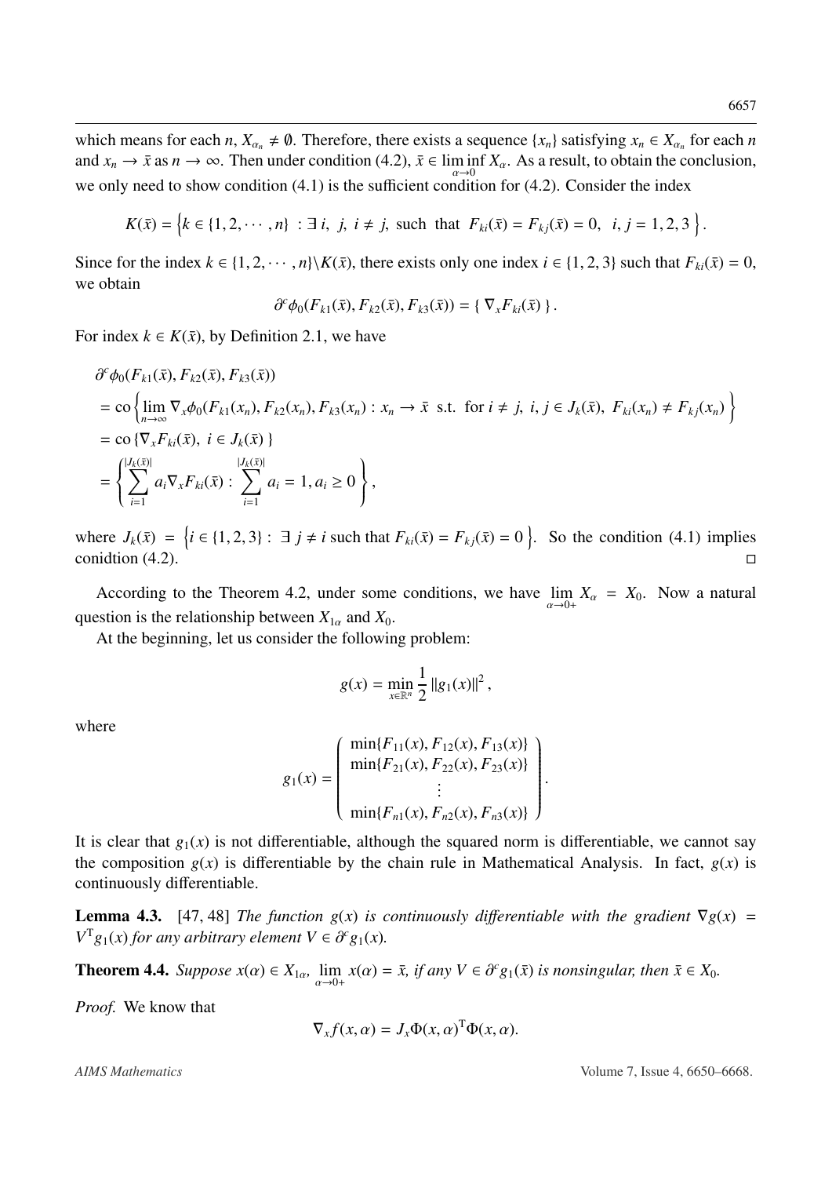which means for each $n$, $X_{\alpha_n} \neq \emptyset$. Therefore, there exists a sequence $\{x_n\}$ satisfying $x_n \in X_{\alpha_n}$ for each $n$ and $x_n \to \bar{x}$ as $n \to \infty$. Then under condition (4.2), $\bar{x} \in \liminf_{\alpha \to 0} X_\alpha$. As a result, to obtain the conclusion, we only need to show condition (4.1) is the sufficient condition for (4.2). Consider the index

$$K(\bar{x}) = \left\{ k \in \{1, 2, \cdots, n\} \;:\; \exists \; i, \; j, \; i \neq j, \; \text{such that} \; F_{ki}(\bar{x}) = F_{kj}(\bar{x}) = 0, \;\; i, j = 1, 2, 3 \right\}.$$

Since for the index $k \in \{1, 2, \cdots, n\} \backslash K(\bar{x})$, there exists only one index $i \in \{1, 2, 3\}$ such that $F_{ki}(\bar{x}) = 0$, we obtain

$$\partial^c \phi_0(F_{k1}(\bar{x}), F_{k2}(\bar{x}), F_{k3}(\bar{x})) = \{ \nabla_x F_{ki}(\bar{x}) \}.$$

For index $k \in K(\bar{x})$, by Definition 2.1, we have

$$\begin{aligned}
&\partial^c \phi_0(F_{k1}(\bar{x}), F_{k2}(\bar{x}), F_{k3}(\bar{x})) \\
&= \text{co} \left\{ \lim_{n \to \infty} \nabla_x \phi_0(F_{k1}(x_n), F_{k2}(x_n), F_{k3}(x_n) : x_n \to \bar{x} \;\; \text{s.t. for } i \neq j, \; i, j \in J_k(\bar{x}), \; F_{ki}(x_n) \neq F_{kj}(x_n) \right\} \\
&= \text{co} \{ \nabla_x F_{ki}(\bar{x}), \; i \in J_k(\bar{x}) \} \\
&= \left\{ \sum_{i=1}^{|J_k(\bar{x})|} a_i \nabla_x F_{ki}(\bar{x}) : \sum_{i=1}^{|J_k(\bar{x})|} a_i = 1, a_i \geq 0 \right\},
\end{aligned}$$

where $J_k(\bar{x}) = \left\{ i \in \{1, 2, 3\} : \; \exists \; j \neq i \text{ such that } F_{ki}(\bar{x}) = F_{kj}(\bar{x}) = 0 \right\}$. So the condition (4.1) implies conidtion (4.2). □

According to the Theorem 4.2, under some conditions, we have $\lim_{\alpha \to 0+} X_\alpha = X_0$. Now a natural question is the relationship between $X_{1\alpha}$ and $X_0$.

At the beginning, let us consider the following problem:

$$g(x) = \min_{x \in \mathbb{R}^n} \frac{1}{2} \|g_1(x)\|^2,$$

where

$$g_1(x) = \begin{pmatrix} \min\{F_{11}(x), F_{12}(x), F_{13}(x)\} \\ \min\{F_{21}(x), F_{22}(x), F_{23}(x)\} \\ \vdots \\ \min\{F_{n1}(x), F_{n2}(x), F_{n3}(x)\} \end{pmatrix}.$$

It is clear that $g_1(x)$ is not differentiable, although the squared norm is differentiable, we cannot say the composition $g(x)$ is differentiable by the chain rule in Mathematical Analysis. In fact, $g(x)$ is continuously differentiable.

**Lemma 4.3.** [47, 48] *The function $g(x)$ is continuously differentiable with the gradient $\nabla g(x) = V^{\mathrm{T}} g_1(x)$ for any arbitrary element $V \in \partial^c g_1(x)$.*

**Theorem 4.4.** *Suppose $x(\alpha) \in X_{1\alpha}$, $\lim_{\alpha \to 0+} x(\alpha) = \bar{x}$, if any $V \in \partial^c g_1(\bar{x})$ is nonsingular, then $\bar{x} \in X_0$.*

*Proof.* We know that

$$\nabla_x f(x, \alpha) = J_x \Phi(x, \alpha)^{\mathrm{T}} \Phi(x, \alpha).$$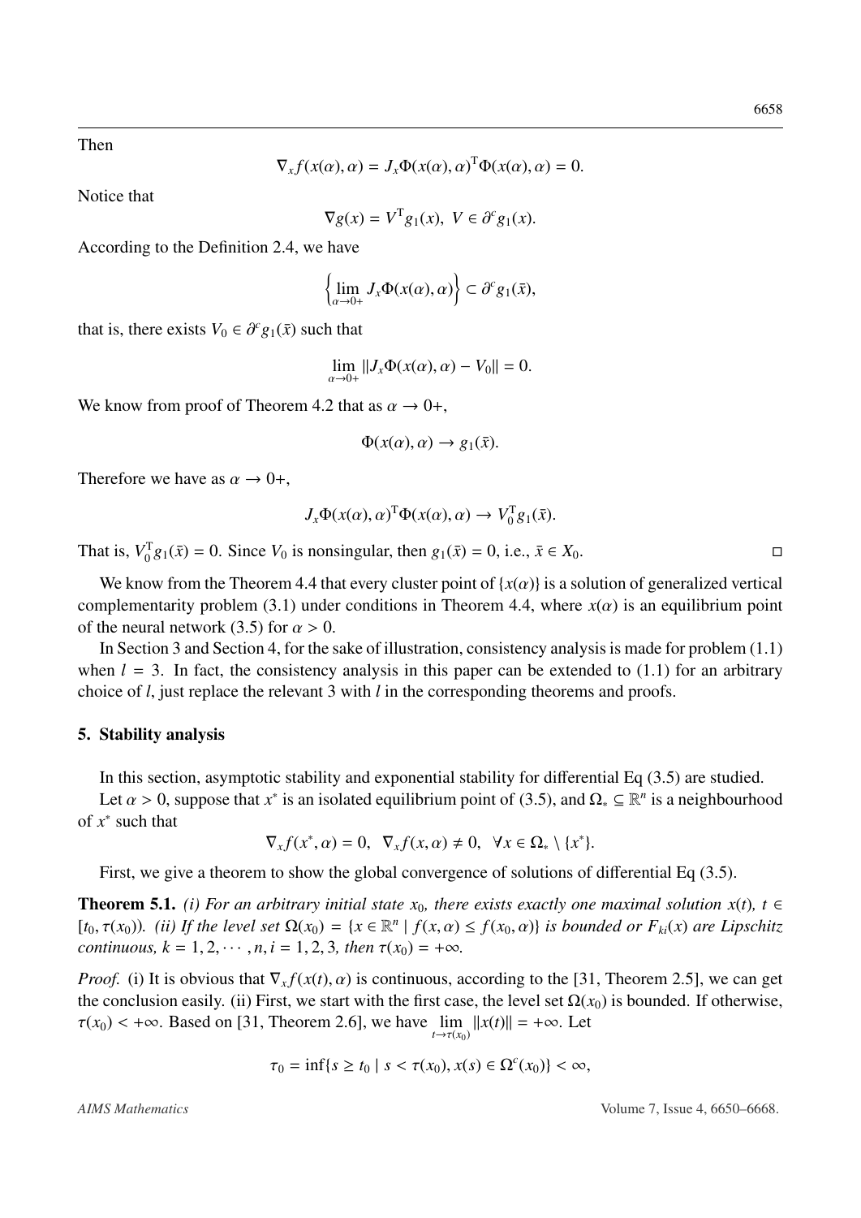Then

$$\nabla_x f(x(\alpha), \alpha) = J_x \Phi(x(\alpha), \alpha)^{\mathrm{T}} \Phi(x(\alpha), \alpha) = 0.$$

Notice that

$$\nabla g(x) = V^{\mathrm{T}} g_1(x), \ V \in \partial^c g_1(x).$$

According to the Definition 2.4, we have

$$\left\{ \lim_{\alpha \to 0+} J_x \Phi(x(\alpha), \alpha) \right\} \subset \partial^c g_1(\bar{x}),$$

that is, there exists $V_0 \in \partial^c g_1(\bar{x})$ such that

$$\lim_{\alpha \to 0+} \| J_x \Phi(x(\alpha), \alpha) - V_0 \| = 0.$$

We know from proof of Theorem 4.2 that as $\alpha \to 0+$,

$$\Phi(x(\alpha), \alpha) \to g_1(\bar{x}).$$

Therefore we have as $\alpha \to 0+$,

$$J_x \Phi(x(\alpha), \alpha)^{\mathrm{T}} \Phi(x(\alpha), \alpha) \to V_0^{\mathrm{T}} g_1(\bar{x}).$$

That is, $V_0^{\mathrm{T}} g_1(\bar{x}) = 0$. Since $V_0$ is nonsingular, then $g_1(\bar{x}) = 0$, i.e., $\bar{x} \in X_0$. □

We know from the Theorem 4.4 that every cluster point of $\{x(\alpha)\}$ is a solution of generalized vertical complementarity problem (3.1) under conditions in Theorem 4.4, where $x(\alpha)$ is an equilibrium point of the neural network (3.5) for $\alpha > 0$.

In Section 3 and Section 4, for the sake of illustration, consistency analysis is made for problem (1.1) when $l = 3$. In fact, the consistency analysis in this paper can be extended to (1.1) for an arbitrary choice of $l$, just replace the relevant 3 with $l$ in the corresponding theorems and proofs.

## 5. Stability analysis

In this section, asymptotic stability and exponential stability for differential Eq (3.5) are studied.

Let $\alpha > 0$, suppose that $x^*$ is an isolated equilibrium point of (3.5), and $\Omega_* \subseteq \mathbb{R}^n$ is a neighbourhood of $x^*$ such that

$$\nabla_x f(x^*, \alpha) = 0, \ \ \nabla_x f(x, \alpha) \neq 0, \ \ \forall x \in \Omega_* \setminus \{x^*\}.$$

First, we give a theorem to show the global convergence of solutions of differential Eq (3.5).

**Theorem 5.1.** *(i) For an arbitrary initial state $x_0$, there exists exactly one maximal solution $x(t)$, $t \in [t_0, \tau(x_0))$. (ii) If the level set $\Omega(x_0) = \{x \in \mathbb{R}^n \mid f(x, \alpha) \leq f(x_0, \alpha)\}$ is bounded or $F_{ki}(x)$ are Lipschitz continuous, $k = 1, 2, \cdots, n, i = 1, 2, 3$, then $\tau(x_0) = +\infty$.*

*Proof.* (i) It is obvious that $\nabla_x f(x(t), \alpha)$ is continuous, according to the [31, Theorem 2.5], we can get the conclusion easily. (ii) First, we start with the first case, the level set $\Omega(x_0)$ is bounded. If otherwise, $\tau(x_0) < +\infty$. Based on [31, Theorem 2.6], we have $\lim\limits_{t \to \tau(x_0)} \|x(t)\| = +\infty$. Let

$$\tau_0 = \inf\{s \geq t_0 \mid s < \tau(x_0), x(s) \in \Omega^c(x_0)\} < \infty,$$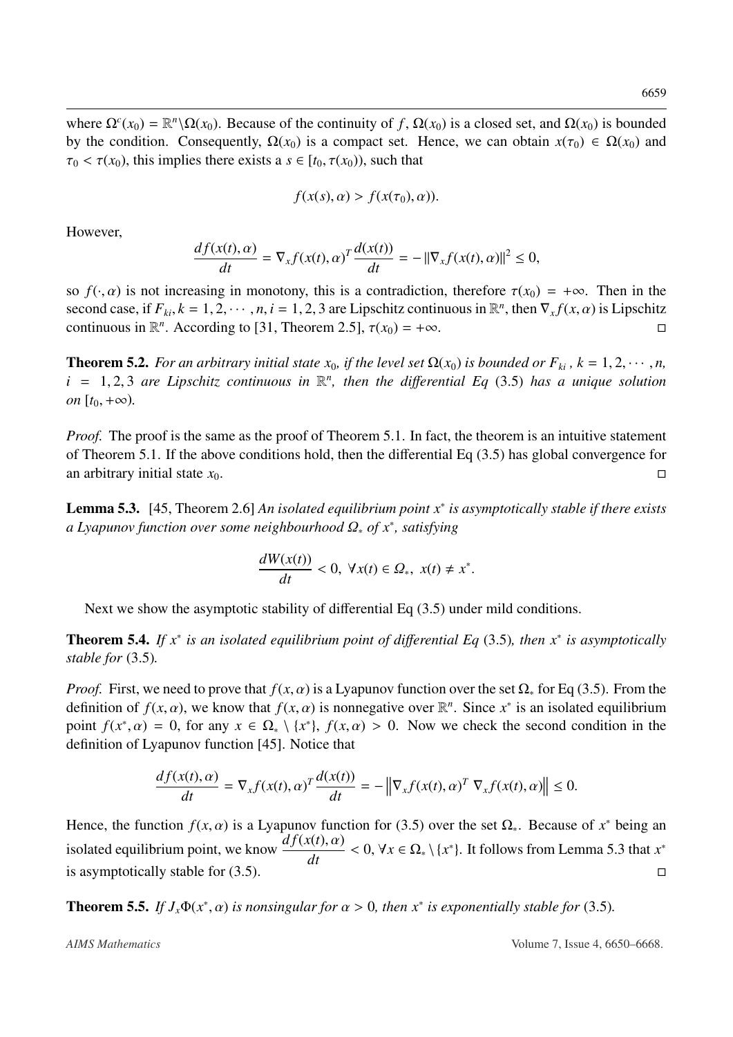where $\Omega^c(x_0) = \mathbb{R}^n \backslash \Omega(x_0)$. Because of the continuity of $f$, $\Omega(x_0)$ is a closed set, and $\Omega(x_0)$ is bounded by the condition. Consequently, $\Omega(x_0)$ is a compact set. Hence, we can obtain $x(\tau_0) \in \Omega(x_0)$ and $\tau_0 < \tau(x_0)$, this implies there exists a $s \in [t_0, \tau(x_0))$, such that

$$f(x(s), \alpha) > f(x(\tau_0), \alpha)).$$

However,

$$\frac{df(x(t), \alpha)}{dt} = \nabla_x f(x(t), \alpha)^T \frac{d(x(t))}{dt} = -\|\nabla_x f(x(t), \alpha)\|^2 \leq 0,$$

so $f(\cdot, \alpha)$ is not increasing in monotony, this is a contradiction, therefore $\tau(x_0) = +\infty$. Then in the second case, if $F_{ki}, k = 1, 2, \cdots, n, i = 1, 2, 3$ are Lipschitz continuous in $\mathbb{R}^n$, then $\nabla_x f(x, \alpha)$ is Lipschitz continuous in $\mathbb{R}^n$. According to [31, Theorem 2.5], $\tau(x_0) = +\infty$. □

**Theorem 5.2.** *For an arbitrary initial state $x_0$, if the level set $\Omega(x_0)$ is bounded or $F_{ki}$, $k = 1, 2, \cdots, n$, $i = 1, 2, 3$ are Lipschitz continuous in $\mathbb{R}^n$, then the differential Eq* (3.5) *has a unique solution on* $[t_0, +\infty)$.

*Proof.* The proof is the same as the proof of Theorem 5.1. In fact, the theorem is an intuitive statement of Theorem 5.1. If the above conditions hold, then the differential Eq (3.5) has global convergence for an arbitrary initial state $x_0$. □

**Lemma 5.3.** [45, Theorem 2.6] *An isolated equilibrium point $x^*$ is asymptotically stable if there exists a Lyapunov function over some neighbourhood $\Omega_*$ of $x^*$, satisfying*

$$\frac{dW(x(t))}{dt} < 0, \ \forall x(t) \in \Omega_*, \ x(t) \neq x^*.$$

Next we show the asymptotic stability of differential Eq (3.5) under mild conditions.

**Theorem 5.4.** *If $x^*$ is an isolated equilibrium point of differential Eq* (3.5)*, then $x^*$ is asymptotically stable for* (3.5)*.*

*Proof.* First, we need to prove that $f(x, \alpha)$ is a Lyapunov function over the set $\Omega_*$ for Eq (3.5). From the definition of $f(x, \alpha)$, we know that $f(x, \alpha)$ is nonnegative over $\mathbb{R}^n$. Since $x^*$ is an isolated equilibrium point $f(x^*, \alpha) = 0$, for any $x \in \Omega_* \setminus \{x^*\}$, $f(x, \alpha) > 0$. Now we check the second condition in the definition of Lyapunov function [45]. Notice that

$$\frac{df(x(t), \alpha)}{dt} = \nabla_x f(x(t), \alpha)^T \frac{d(x(t))}{dt} = -\left\|\nabla_x f(x(t), \alpha)^T \ \nabla_x f(x(t), \alpha)\right\| \leq 0.$$

Hence, the function $f(x, \alpha)$ is a Lyapunov function for (3.5) over the set $\Omega_*$. Because of $x^*$ being an isolated equilibrium point, we know $\dfrac{df(x(t), \alpha)}{dt} < 0, \forall x \in \Omega_* \setminus \{x^*\}$. It follows from Lemma 5.3 that $x^*$ is asymptotically stable for (3.5). □

**Theorem 5.5.** *If $J_x\Phi(x^*, \alpha)$ is nonsingular for $\alpha > 0$, then $x^*$ is exponentially stable for* (3.5)*.*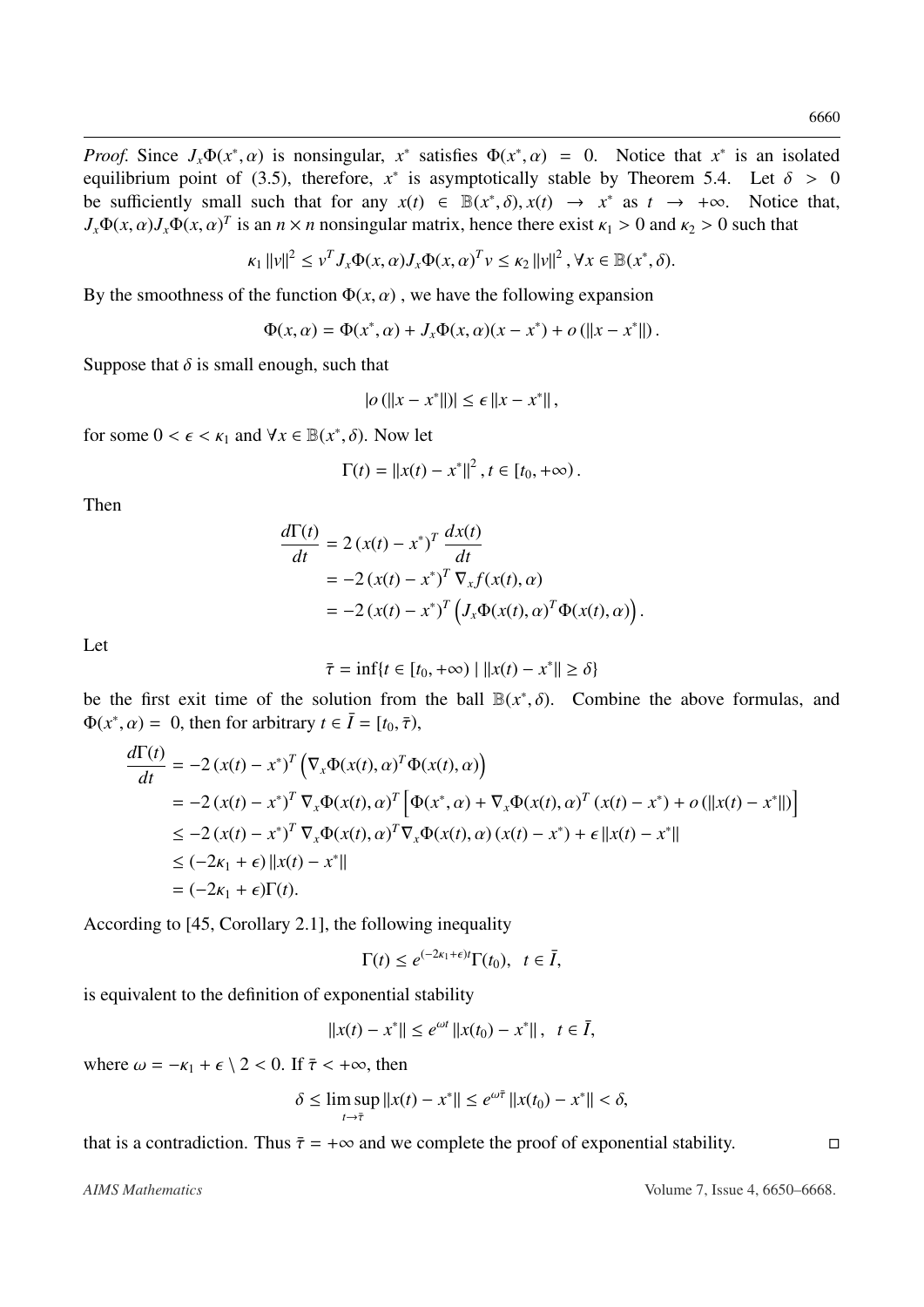*Proof.* Since $J_x\Phi(x^*,\alpha)$ is nonsingular, $x^*$ satisfies $\Phi(x^*,\alpha) = 0$. Notice that $x^*$ is an isolated equilibrium point of (3.5), therefore, $x^*$ is asymptotically stable by Theorem 5.4. Let $\delta > 0$ be sufficiently small such that for any $x(t) \in \mathbb{B}(x^*,\delta), x(t) \to x^*$ as $t \to +\infty$. Notice that, $J_x\Phi(x,\alpha)J_x\Phi(x,\alpha)^T$ is an $n \times n$ nonsingular matrix, hence there exist $\kappa_1 > 0$ and $\kappa_2 > 0$ such that

$$\kappa_1 \|v\|^2 \leq v^T J_x\Phi(x,\alpha) J_x\Phi(x,\alpha)^T v \leq \kappa_2 \|v\|^2, \forall x \in \mathbb{B}(x^*,\delta).$$

By the smoothness of the function $\Phi(x,\alpha)$ , we have the following expansion

$$\Phi(x,\alpha) = \Phi(x^*,\alpha) + J_x\Phi(x,\alpha)(x - x^*) + o(\|x - x^*\|).$$

Suppose that $\delta$ is small enough, such that

$$|o(\|x - x^*\|)| \leq \epsilon \|x - x^*\|,$$

for some $0 < \epsilon < \kappa_1$ and $\forall x \in \mathbb{B}(x^*,\delta)$. Now let

$$\Gamma(t) = \|x(t) - x^*\|^2, t \in [t_0, +\infty).$$

Then

$$\begin{aligned}
\frac{d\Gamma(t)}{dt} &= 2(x(t) - x^*)^T \frac{dx(t)}{dt} \\
&= -2(x(t) - x^*)^T \nabla_x f(x(t),\alpha) \\
&= -2(x(t) - x^*)^T \left(J_x\Phi(x(t),\alpha)^T \Phi(x(t),\alpha)\right).
\end{aligned}$$

Let

$$\bar{\tau} = \inf\{t \in [t_0, +\infty) \mid \|x(t) - x^*\| \geq \delta\}$$

be the first exit time of the solution from the ball $\mathbb{B}(x^*,\delta)$. Combine the above formulas, and $\Phi(x^*,\alpha) = 0$, then for arbitrary $t \in \bar{I} = [t_0, \bar{\tau})$,

$$\begin{aligned}
\frac{d\Gamma(t)}{dt} &= -2(x(t) - x^*)^T \left(\nabla_x\Phi(x(t),\alpha)^T \Phi(x(t),\alpha)\right) \\
&= -2(x(t) - x^*)^T \nabla_x\Phi(x(t),\alpha)^T \left[\Phi(x^*,\alpha) + \nabla_x\Phi(x(t),\alpha)^T (x(t) - x^*) + o(\|x(t) - x^*\|)\right] \\
&\leq -2(x(t) - x^*)^T \nabla_x\Phi(x(t),\alpha)^T \nabla_x\Phi(x(t),\alpha)(x(t) - x^*) + \epsilon \|x(t) - x^*\| \\
&\leq (-2\kappa_1 + \epsilon)\|x(t) - x^*\| \\
&= (-2\kappa_1 + \epsilon)\Gamma(t).
\end{aligned}$$

According to [45, Corollary 2.1], the following inequality

$$\Gamma(t) \leq e^{(-2\kappa_1+\epsilon)t}\Gamma(t_0), \quad t \in \bar{I},$$

is equivalent to the definition of exponential stability

$$\|x(t) - x^*\| \leq e^{\omega t} \|x(t_0) - x^*\|, \quad t \in \bar{I},$$

where $\omega = -\kappa_1 + \epsilon \setminus 2 < 0$. If $\bar{\tau} < +\infty$, then

$$\delta \leq \limsup_{t \to \bar{\tau}} \|x(t) - x^*\| \leq e^{\omega\bar{\tau}} \|x(t_0) - x^*\| < \delta,$$

that is a contradiction. Thus $\bar{\tau} = +\infty$ and we complete the proof of exponential stability. □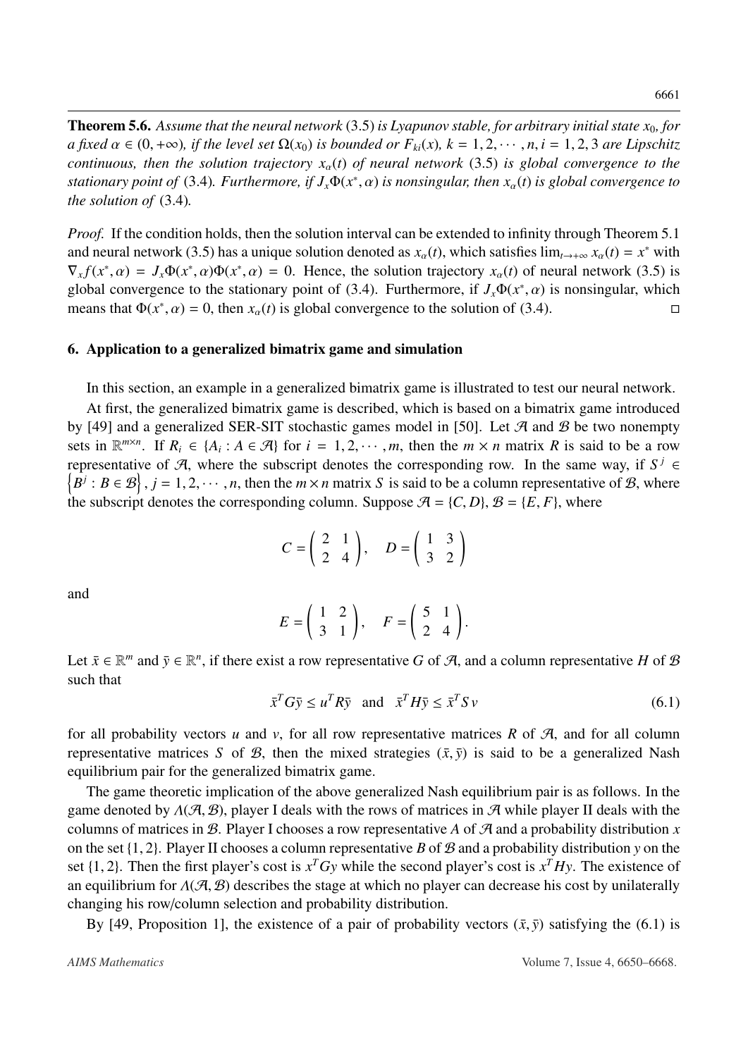**Theorem 5.6.** *Assume that the neural network* (3.5) *is Lyapunov stable, for arbitrary initial state $x_0$, for a fixed $\alpha \in (0, +\infty)$, if the level set $\Omega(x_0)$ is bounded or $F_{ki}(x)$, $k = 1, 2, \cdots, n, i = 1, 2, 3$ are Lipschitz continuous, then the solution trajectory $x_\alpha(t)$ of neural network* (3.5) *is global convergence to the stationary point of* (3.4)*. Furthermore, if $J_x\Phi(x^*, \alpha)$ is nonsingular, then $x_\alpha(t)$ is global convergence to the solution of* (3.4)*.*

*Proof.* If the condition holds, then the solution interval can be extended to infinity through Theorem 5.1 and neural network (3.5) has a unique solution denoted as $x_\alpha(t)$, which satisfies $\lim_{t\to+\infty} x_\alpha(t) = x^*$ with $\nabla_x f(x^*, \alpha) = J_x\Phi(x^*, \alpha)\Phi(x^*, \alpha) = 0$. Hence, the solution trajectory $x_\alpha(t)$ of neural network (3.5) is global convergence to the stationary point of (3.4). Furthermore, if $J_x\Phi(x^*, \alpha)$ is nonsingular, which means that $\Phi(x^*, \alpha) = 0$, then $x_\alpha(t)$ is global convergence to the solution of (3.4). $\square$

## 6. Application to a generalized bimatrix game and simulation

In this section, an example in a generalized bimatrix game is illustrated to test our neural network.

At first, the generalized bimatrix game is described, which is based on a bimatrix game introduced by [49] and a generalized SER-SIT stochastic games model in [50]. Let $\mathcal{A}$ and $\mathcal{B}$ be two nonempty sets in $\mathbb{R}^{m\times n}$. If $R_i \in \{A_i : A \in \mathcal{A}\}$ for $i = 1, 2, \cdots, m$, then the $m \times n$ matrix $R$ is said to be a row representative of $\mathcal{A}$, where the subscript denotes the corresponding row. In the same way, if $S^j \in \{B^j : B \in \mathcal{B}\}$, $j = 1, 2, \cdots, n$, then the $m\times n$ matrix $S$ is said to be a column representative of $\mathcal{B}$, where the subscript denotes the corresponding column. Suppose $\mathcal{A} = \{C, D\}$, $\mathcal{B} = \{E, F\}$, where

$$C = \begin{pmatrix} 2 & 1 \\ 2 & 4 \end{pmatrix}, \quad D = \begin{pmatrix} 1 & 3 \\ 3 & 2 \end{pmatrix}$$

and

$$E = \begin{pmatrix} 1 & 2 \\ 3 & 1 \end{pmatrix}, \quad F = \begin{pmatrix} 5 & 1 \\ 2 & 4 \end{pmatrix}.$$

Let $\bar{x} \in \mathbb{R}^m$ and $\bar{y} \in \mathbb{R}^n$, if there exist a row representative $G$ of $\mathcal{A}$, and a column representative $H$ of $\mathcal{B}$ such that

$$\bar{x}^T G\bar{y} \le u^T R\bar{y} \quad \text{and} \quad \bar{x}^T H\bar{y} \le \bar{x}^T S v \tag{6.1}$$

for all probability vectors $u$ and $v$, for all row representative matrices $R$ of $\mathcal{A}$, and for all column representative matrices $S$ of $\mathcal{B}$, then the mixed strategies $(\bar{x}, \bar{y})$ is said to be a generalized Nash equilibrium pair for the generalized bimatrix game.

The game theoretic implication of the above generalized Nash equilibrium pair is as follows. In the game denoted by $\Lambda(\mathcal{A}, \mathcal{B})$, player I deals with the rows of matrices in $\mathcal{A}$ while player II deals with the columns of matrices in $\mathcal{B}$. Player I chooses a row representative $A$ of $\mathcal{A}$ and a probability distribution $x$ on the set $\{1, 2\}$. Player II chooses a column representative $B$ of $\mathcal{B}$ and a probability distribution $y$ on the set $\{1, 2\}$. Then the first player's cost is $x^T Gy$ while the second player's cost is $x^T Hy$. The existence of an equilibrium for $\Lambda(\mathcal{A}, \mathcal{B})$ describes the stage at which no player can decrease his cost by unilaterally changing his row/column selection and probability distribution.

By [49, Proposition 1], the existence of a pair of probability vectors $(\bar{x}, \bar{y})$ satisfying the (6.1) is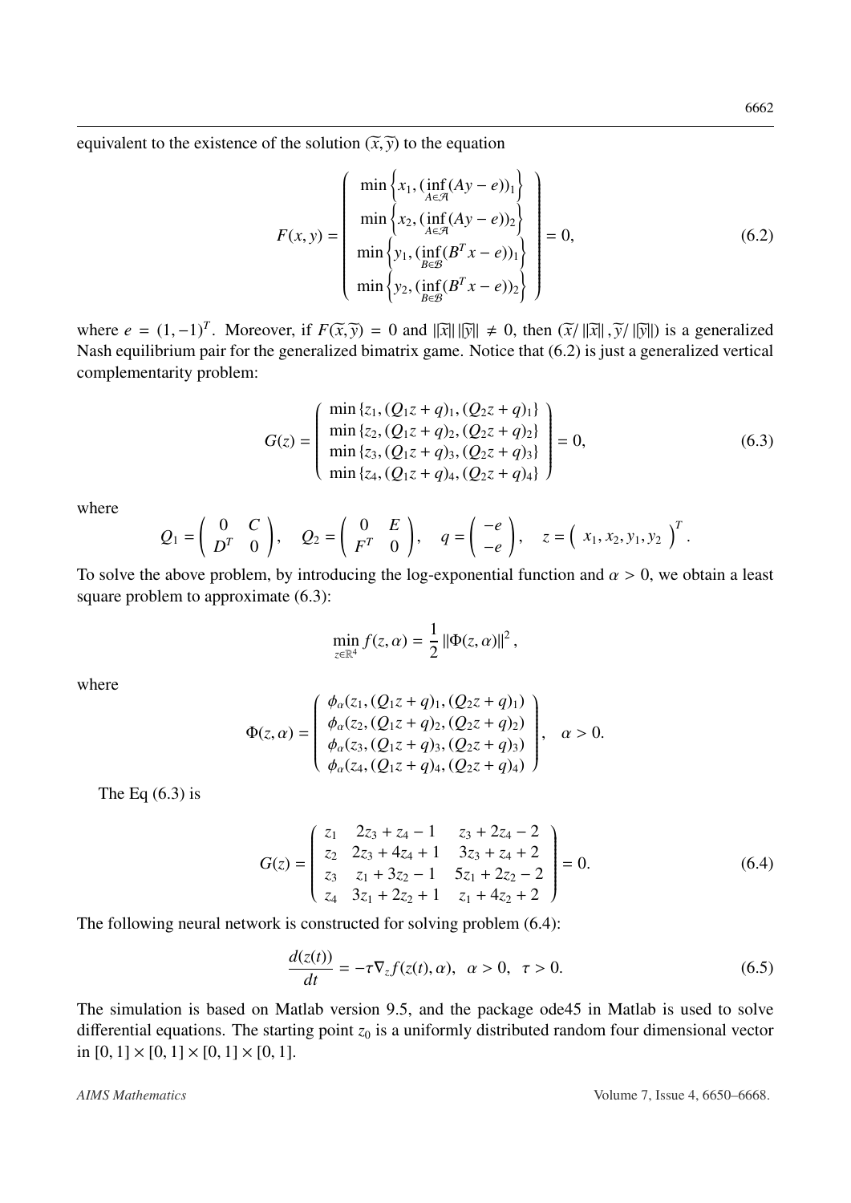equivalent to the existence of the solution $(\widetilde{x}, \widetilde{y})$ to the equation

$$F(x,y) = \begin{pmatrix} \min\left\{x_1, (\inf\limits_{A\in\mathcal{A}}(Ay - e))_1\right\} \\ \min\left\{x_2, (\inf\limits_{A\in\mathcal{A}}(Ay - e))_2\right\} \\ \min\left\{y_1, (\inf\limits_{B\in\mathcal{B}}(B^T x - e))_1\right\} \\ \min\left\{y_2, (\inf\limits_{B\in\mathcal{B}}(B^T x - e))_2\right\} \end{pmatrix} = 0, \tag{6.2}$$

where $e = (1, -1)^T$. Moreover, if $F(\widetilde{x}, \widetilde{y}) = 0$ and $\|\widetilde{x}\| \|\widetilde{y}\| \neq 0$, then $(\widetilde{x}/\|\widetilde{x}\|, \widetilde{y}/\|\widetilde{y}\|)$ is a generalized Nash equilibrium pair for the generalized bimatrix game. Notice that (6.2) is just a generalized vertical complementarity problem:

$$G(z) = \begin{pmatrix} \min\{z_1, (Q_1 z + q)_1, (Q_2 z + q)_1\} \\ \min\{z_2, (Q_1 z + q)_2, (Q_2 z + q)_2\} \\ \min\{z_3, (Q_1 z + q)_3, (Q_2 z + q)_3\} \\ \min\{z_4, (Q_1 z + q)_4, (Q_2 z + q)_4\} \end{pmatrix} = 0, \tag{6.3}$$

where

$$Q_1 = \begin{pmatrix} 0 & C \\ D^T & 0 \end{pmatrix}, \quad Q_2 = \begin{pmatrix} 0 & E \\ F^T & 0 \end{pmatrix}, \quad q = \begin{pmatrix} -e \\ -e \end{pmatrix}, \quad z = \begin{pmatrix} x_1, x_2, y_1, y_2 \end{pmatrix}^T.$$

To solve the above problem, by introducing the log-exponential function and $\alpha > 0$, we obtain a least square problem to approximate (6.3):

$$\min_{z\in\mathbb{R}^4} f(z,\alpha) = \frac{1}{2}\|\Phi(z,\alpha)\|^2,$$

where

$$\Phi(z,\alpha) = \begin{pmatrix} \phi_\alpha(z_1, (Q_1 z + q)_1, (Q_2 z + q)_1) \\ \phi_\alpha(z_2, (Q_1 z + q)_2, (Q_2 z + q)_2) \\ \phi_\alpha(z_3, (Q_1 z + q)_3, (Q_2 z + q)_3) \\ \phi_\alpha(z_4, (Q_1 z + q)_4, (Q_2 z + q)_4) \end{pmatrix}, \quad \alpha > 0.$$

The Eq (6.3) is

$$G(z) = \begin{pmatrix} z_1 & 2z_3 + z_4 - 1 & z_3 + 2z_4 - 2 \\ z_2 & 2z_3 + 4z_4 + 1 & 3z_3 + z_4 + 2 \\ z_3 & z_1 + 3z_2 - 1 & 5z_1 + 2z_2 - 2 \\ z_4 & 3z_1 + 2z_2 + 1 & z_1 + 4z_2 + 2 \end{pmatrix} = 0. \tag{6.4}$$

The following neural network is constructed for solving problem (6.4):

$$\frac{d(z(t))}{dt} = -\tau \nabla_z f(z(t), \alpha), \quad \alpha > 0, \quad \tau > 0. \tag{6.5}$$

The simulation is based on Matlab version 9.5, and the package ode45 in Matlab is used to solve differential equations. The starting point $z_0$ is a uniformly distributed random four dimensional vector in $[0,1] \times [0,1] \times [0,1] \times [0,1]$.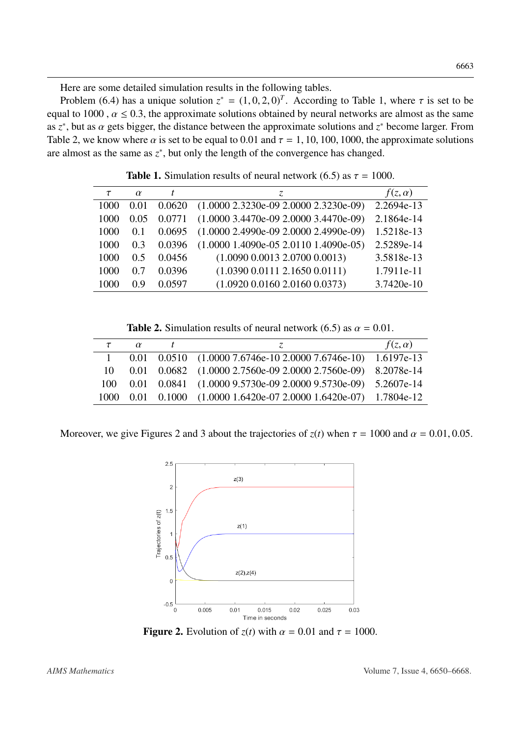Here are some detailed simulation results in the following tables.

Problem (6.4) has a unique solution $z^* = (1, 0, 2, 0)^T$. According to Table 1, where $\tau$ is set to be equal to 1000 , $\alpha \leq 0.3$, the approximate solutions obtained by neural networks are almost as the same as $z^*$, but as $\alpha$ gets bigger, the distance between the approximate solutions and $z^*$ become larger. From Table 2, we know where $\alpha$ is set to be equal to 0.01 and $\tau = 1, 10, 100, 1000$, the approximate solutions are almost as the same as $z^*$, but only the length of the convergence has changed.

**Table 1.** Simulation results of neural network (6.5) as $\tau = 1000$.

| $\tau$ | $\alpha$ | $t$ | $z$ | $f(z, \alpha)$ |
|---|---|---|---|---|
| 1000 | 0.01 | 0.0620 | (1.0000 2.3230e-09 2.0000 2.3230e-09) | 2.2694e-13 |
| 1000 | 0.05 | 0.0771 | (1.0000 3.4470e-09 2.0000 3.4470e-09) | 2.1864e-14 |
| 1000 | 0.1 | 0.0695 | (1.0000 2.4990e-09 2.0000 2.4990e-09) | 1.5218e-13 |
| 1000 | 0.3 | 0.0396 | (1.0000 1.4090e-05 2.0110 1.4090e-05) | 2.5289e-14 |
| 1000 | 0.5 | 0.0456 | (1.0090 0.0013 2.0700 0.0013) | 3.5818e-13 |
| 1000 | 0.7 | 0.0396 | (1.0390 0.0111 2.1650 0.0111) | 1.7911e-11 |
| 1000 | 0.9 | 0.0597 | (1.0920 0.0160 2.0160 0.0373) | 3.7420e-10 |

**Table 2.** Simulation results of neural network (6.5) as $\alpha = 0.01$.

| $\tau$ | $\alpha$ | $t$ | $z$ | $f(z, \alpha)$ |
|---|---|---|---|---|
| 1 | 0.01 | 0.0510 | (1.0000 7.6746e-10 2.0000 7.6746e-10) | 1.6197e-13 |
| 10 | 0.01 | 0.0682 | (1.0000 2.7560e-09 2.0000 2.7560e-09) | 8.2078e-14 |
| 100 | 0.01 | 0.0841 | (1.0000 9.5730e-09 2.0000 9.5730e-09) | 5.2607e-14 |
| 1000 | 0.01 | 0.1000 | (1.0000 1.6420e-07 2.0000 1.6420e-07) | 1.7804e-12 |

Moreover, we give Figures 2 and 3 about the trajectories of $z(t)$ when $\tau = 1000$ and $\alpha = 0.01, 0.05$.

**Figure 2.** Evolution of $z(t)$ with $\alpha = 0.01$ and $\tau = 1000$.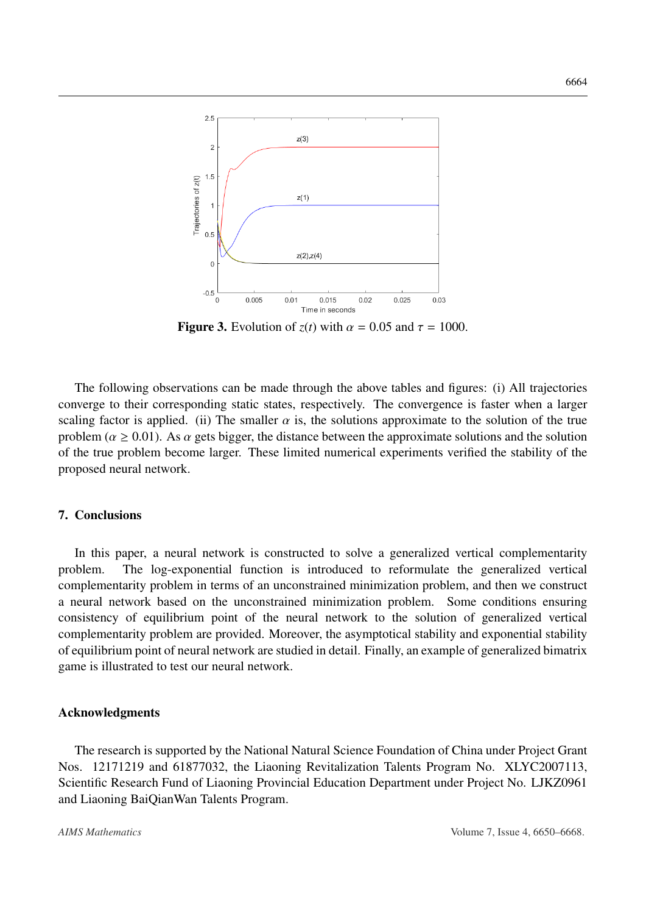**Figure 3.** Evolution of $z(t)$ with $\alpha = 0.05$ and $\tau = 1000$.

The following observations can be made through the above tables and figures: (i) All trajectories converge to their corresponding static states, respectively. The convergence is faster when a larger scaling factor is applied. (ii) The smaller $\alpha$ is, the solutions approximate to the solution of the true problem ($\alpha \geq 0.01$). As $\alpha$ gets bigger, the distance between the approximate solutions and the solution of the true problem become larger. These limited numerical experiments verified the stability of the proposed neural network.

## 7. Conclusions

In this paper, a neural network is constructed to solve a generalized vertical complementarity problem. The log-exponential function is introduced to reformulate the generalized vertical complementarity problem in terms of an unconstrained minimization problem, and then we construct a neural network based on the unconstrained minimization problem. Some conditions ensuring consistency of equilibrium point of the neural network to the solution of generalized vertical complementarity problem are provided. Moreover, the asymptotical stability and exponential stability of equilibrium point of neural network are studied in detail. Finally, an example of generalized bimatrix game is illustrated to test our neural network.

## Acknowledgments

The research is supported by the National Natural Science Foundation of China under Project Grant Nos. 12171219 and 61877032, the Liaoning Revitalization Talents Program No. XLYC2007113, Scientific Research Fund of Liaoning Provincial Education Department under Project No. LJKZ0961 and Liaoning BaiQianWan Talents Program.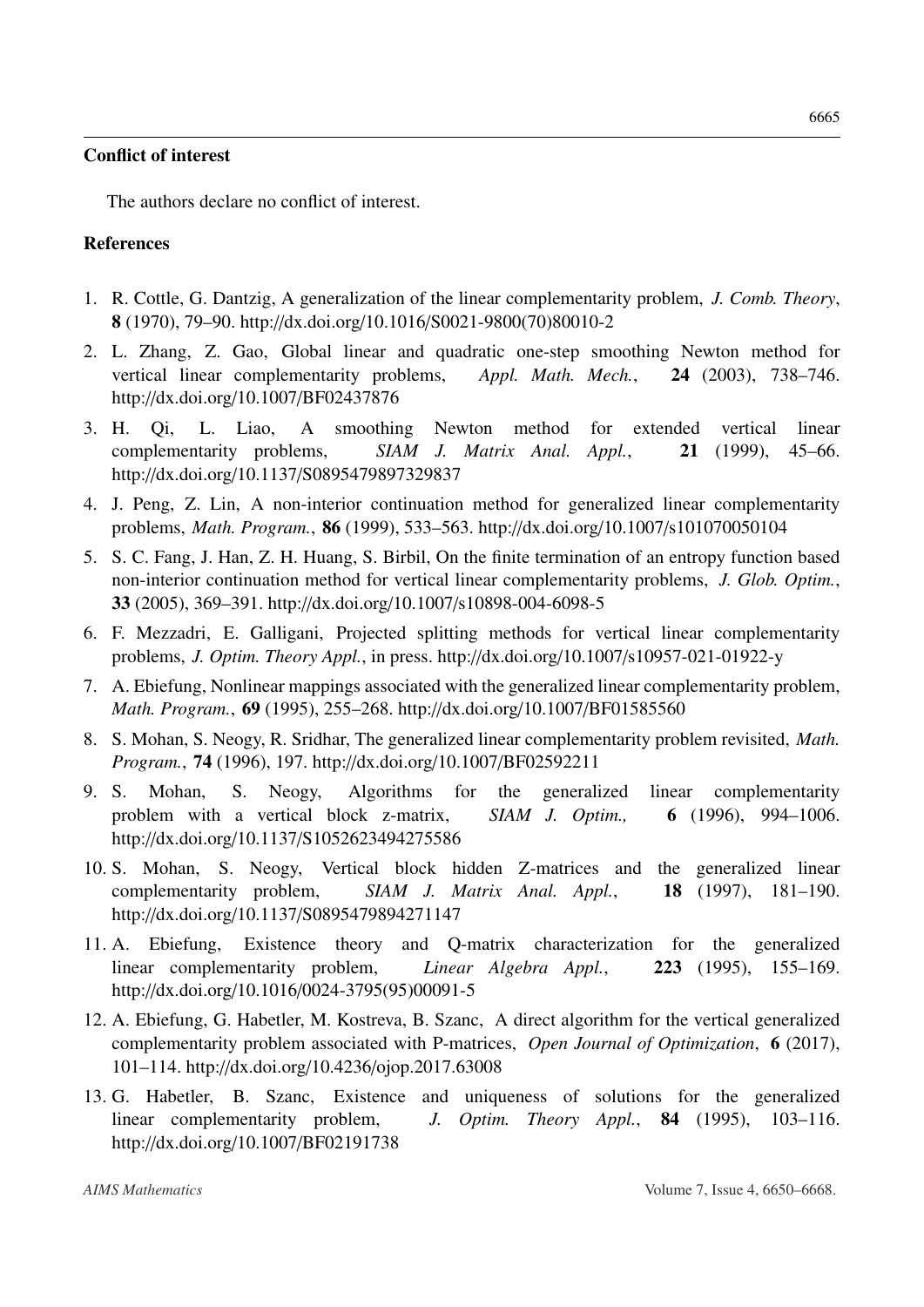## Conflict of interest

The authors declare no conflict of interest.

## References

1. R. Cottle, G. Dantzig, A generalization of the linear complementarity problem, *J. Comb. Theory*, **8** (1970), 79–90. http://dx.doi.org/10.1016/S0021-9800(70)80010-2
2. L. Zhang, Z. Gao, Global linear and quadratic one-step smoothing Newton method for vertical linear complementarity problems, *Appl. Math. Mech.*, **24** (2003), 738–746. http://dx.doi.org/10.1007/BF02437876
3. H. Qi, L. Liao, A smoothing Newton method for extended vertical linear complementarity problems, *SIAM J. Matrix Anal. Appl.*, **21** (1999), 45–66. http://dx.doi.org/10.1137/S0895479897329837
4. J. Peng, Z. Lin, A non-interior continuation method for generalized linear complementarity problems, *Math. Program.*, **86** (1999), 533–563. http://dx.doi.org/10.1007/s101070050104
5. S. C. Fang, J. Han, Z. H. Huang, S. Birbil, On the finite termination of an entropy function based non-interior continuation method for vertical linear complementarity problems, *J. Glob. Optim.*, **33** (2005), 369–391. http://dx.doi.org/10.1007/s10898-004-6098-5
6. F. Mezzadri, E. Galligani, Projected splitting methods for vertical linear complementarity problems, *J. Optim. Theory Appl.*, in press. http://dx.doi.org/10.1007/s10957-021-01922-y
7. A. Ebiefung, Nonlinear mappings associated with the generalized linear complementarity problem, *Math. Program.*, **69** (1995), 255–268. http://dx.doi.org/10.1007/BF01585560
8. S. Mohan, S. Neogy, R. Sridhar, The generalized linear complementarity problem revisited, *Math. Program.*, **74** (1996), 197. http://dx.doi.org/10.1007/BF02592211
9. S. Mohan, S. Neogy, Algorithms for the generalized linear complementarity problem with a vertical block z-matrix, *SIAM J. Optim.,* **6** (1996), 994–1006. http://dx.doi.org/10.1137/S1052623494275586
10. S. Mohan, S. Neogy, Vertical block hidden Z-matrices and the generalized linear complementarity problem, *SIAM J. Matrix Anal. Appl.*, **18** (1997), 181–190. http://dx.doi.org/10.1137/S0895479894271147
11. A. Ebiefung, Existence theory and Q-matrix characterization for the generalized linear complementarity problem, *Linear Algebra Appl.*, **223** (1995), 155–169. http://dx.doi.org/10.1016/0024-3795(95)00091-5
12. A. Ebiefung, G. Habetler, M. Kostreva, B. Szanc, A direct algorithm for the vertical generalized complementarity problem associated with P-matrices, *Open Journal of Optimization*, **6** (2017), 101–114. http://dx.doi.org/10.4236/ojop.2017.63008
13. G. Habetler, B. Szanc, Existence and uniqueness of solutions for the generalized linear complementarity problem, *J. Optim. Theory Appl.*, **84** (1995), 103–116. http://dx.doi.org/10.1007/BF02191738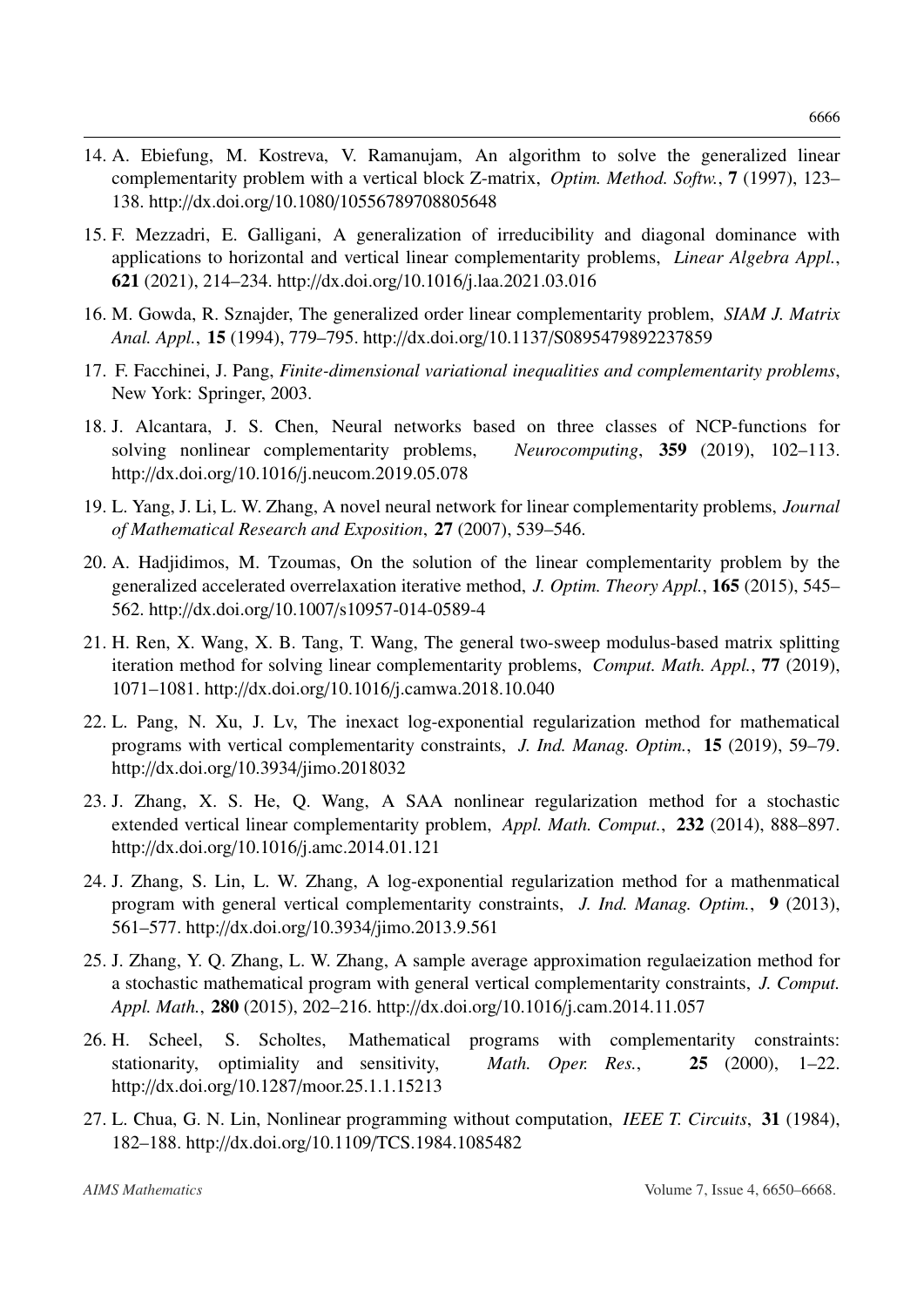14. A. Ebiefung, M. Kostreva, V. Ramanujam, An algorithm to solve the generalized linear complementarity problem with a vertical block Z-matrix, *Optim. Method. Softw.*, **7** (1997), 123–138. http://dx.doi.org/10.1080/10556789708805648

15. F. Mezzadri, E. Galligani, A generalization of irreducibility and diagonal dominance with applications to horizontal and vertical linear complementarity problems, *Linear Algebra Appl.*, **621** (2021), 214–234. http://dx.doi.org/10.1016/j.laa.2021.03.016

16. M. Gowda, R. Sznajder, The generalized order linear complementarity problem, *SIAM J. Matrix Anal. Appl.*, **15** (1994), 779–795. http://dx.doi.org/10.1137/S0895479892237859

17. F. Facchinei, J. Pang, *Finite-dimensional variational inequalities and complementarity problems*, New York: Springer, 2003.

18. J. Alcantara, J. S. Chen, Neural networks based on three classes of NCP-functions for solving nonlinear complementarity problems, *Neurocomputing*, **359** (2019), 102–113. http://dx.doi.org/10.1016/j.neucom.2019.05.078

19. L. Yang, J. Li, L. W. Zhang, A novel neural network for linear complementarity problems, *Journal of Mathematical Research and Exposition*, **27** (2007), 539–546.

20. A. Hadjidimos, M. Tzoumas, On the solution of the linear complementarity problem by the generalized accelerated overrelaxation iterative method, *J. Optim. Theory Appl.*, **165** (2015), 545–562. http://dx.doi.org/10.1007/s10957-014-0589-4

21. H. Ren, X. Wang, X. B. Tang, T. Wang, The general two-sweep modulus-based matrix splitting iteration method for solving linear complementarity problems, *Comput. Math. Appl.*, **77** (2019), 1071–1081. http://dx.doi.org/10.1016/j.camwa.2018.10.040

22. L. Pang, N. Xu, J. Lv, The inexact log-exponential regularization method for mathematical programs with vertical complementarity constraints, *J. Ind. Manag. Optim.*, **15** (2019), 59–79. http://dx.doi.org/10.3934/jimo.2018032

23. J. Zhang, X. S. He, Q. Wang, A SAA nonlinear regularization method for a stochastic extended vertical linear complementarity problem, *Appl. Math. Comput.*, **232** (2014), 888–897. http://dx.doi.org/10.1016/j.amc.2014.01.121

24. J. Zhang, S. Lin, L. W. Zhang, A log-exponential regularization method for a mathenmatical program with general vertical complementarity constraints, *J. Ind. Manag. Optim.*, **9** (2013), 561–577. http://dx.doi.org/10.3934/jimo.2013.9.561

25. J. Zhang, Y. Q. Zhang, L. W. Zhang, A sample average approximation regulaeization method for a stochastic mathematical program with general vertical complementarity constraints, *J. Comput. Appl. Math.*, **280** (2015), 202–216. http://dx.doi.org/10.1016/j.cam.2014.11.057

26. H. Scheel, S. Scholtes, Mathematical programs with complementarity constraints: stationarity, optimiality and sensitivity, *Math. Oper. Res.*, **25** (2000), 1–22. http://dx.doi.org/10.1287/moor.25.1.1.15213

27. L. Chua, G. N. Lin, Nonlinear programming without computation, *IEEE T. Circuits*, **31** (1984), 182–188. http://dx.doi.org/10.1109/TCS.1984.1085482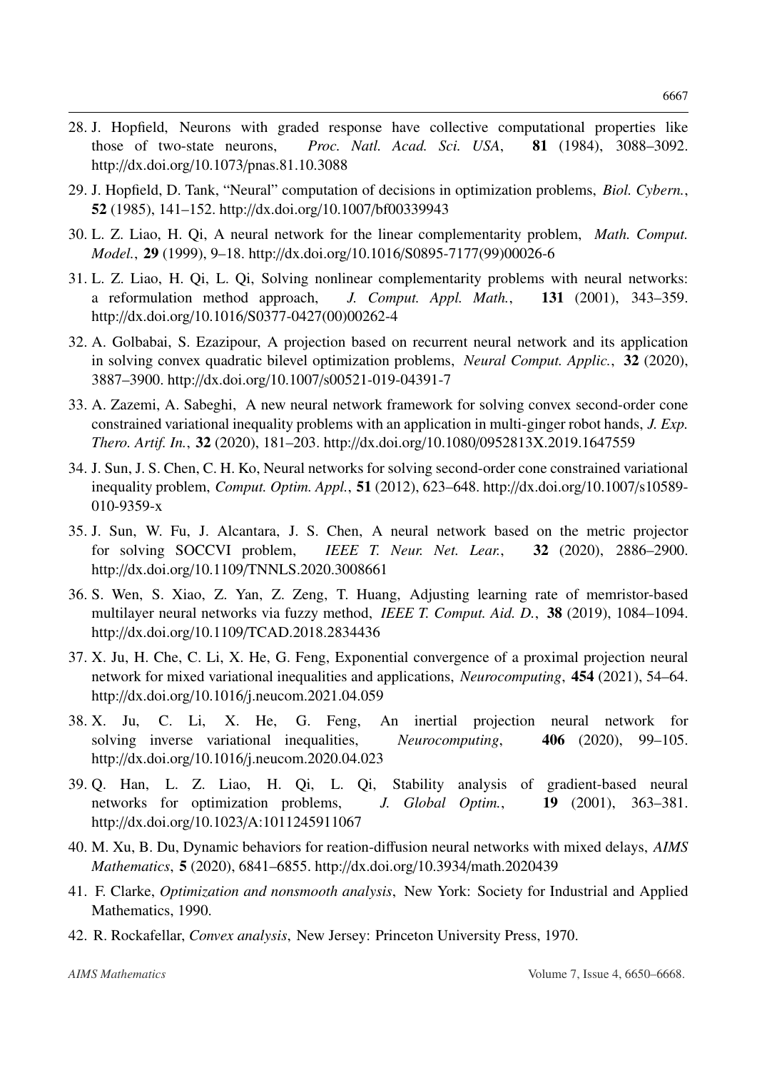28. J. Hopfield, Neurons with graded response have collective computational properties like those of two-state neurons, *Proc. Natl. Acad. Sci. USA*, **81** (1984), 3088–3092. http://dx.doi.org/10.1073/pnas.81.10.3088

29. J. Hopfield, D. Tank, "Neural" computation of decisions in optimization problems, *Biol. Cybern.*, **52** (1985), 141–152. http://dx.doi.org/10.1007/bf00339943

30. L. Z. Liao, H. Qi, A neural network for the linear complementarity problem, *Math. Comput. Model.*, **29** (1999), 9–18. http://dx.doi.org/10.1016/S0895-7177(99)00026-6

31. L. Z. Liao, H. Qi, L. Qi, Solving nonlinear complementarity problems with neural networks: a reformulation method approach, *J. Comput. Appl. Math.*, **131** (2001), 343–359. http://dx.doi.org/10.1016/S0377-0427(00)00262-4

32. A. Golbabai, S. Ezazipour, A projection based on recurrent neural network and its application in solving convex quadratic bilevel optimization problems, *Neural Comput. Applic.*, **32** (2020), 3887–3900. http://dx.doi.org/10.1007/s00521-019-04391-7

33. A. Zazemi, A. Sabeghi, A new neural network framework for solving convex second-order cone constrained variational inequality problems with an application in multi-ginger robot hands, *J. Exp. Thero. Artif. In.*, **32** (2020), 181–203. http://dx.doi.org/10.1080/0952813X.2019.1647559

34. J. Sun, J. S. Chen, C. H. Ko, Neural networks for solving second-order cone constrained variational inequality problem, *Comput. Optim. Appl.*, **51** (2012), 623–648. http://dx.doi.org/10.1007/s10589-010-9359-x

35. J. Sun, W. Fu, J. Alcantara, J. S. Chen, A neural network based on the metric projector for solving SOCCVI problem, *IEEE T. Neur. Net. Lear.*, **32** (2020), 2886–2900. http://dx.doi.org/10.1109/TNNLS.2020.3008661

36. S. Wen, S. Xiao, Z. Yan, Z. Zeng, T. Huang, Adjusting learning rate of memristor-based multilayer neural networks via fuzzy method, *IEEE T. Comput. Aid. D.*, **38** (2019), 1084–1094. http://dx.doi.org/10.1109/TCAD.2018.2834436

37. X. Ju, H. Che, C. Li, X. He, G. Feng, Exponential convergence of a proximal projection neural network for mixed variational inequalities and applications, *Neurocomputing*, **454** (2021), 54–64. http://dx.doi.org/10.1016/j.neucom.2021.04.059

38. X. Ju, C. Li, X. He, G. Feng, An inertial projection neural network for solving inverse variational inequalities, *Neurocomputing*, **406** (2020), 99–105. http://dx.doi.org/10.1016/j.neucom.2020.04.023

39. Q. Han, L. Z. Liao, H. Qi, L. Qi, Stability analysis of gradient-based neural networks for optimization problems, *J. Global Optim.*, **19** (2001), 363–381. http://dx.doi.org/10.1023/A:1011245911067

40. M. Xu, B. Du, Dynamic behaviors for reation-diffusion neural networks with mixed delays, *AIMS Mathematics*, **5** (2020), 6841–6855. http://dx.doi.org/10.3934/math.2020439

41. F. Clarke, *Optimization and nonsmooth analysis*, New York: Society for Industrial and Applied Mathematics, 1990.

42. R. Rockafellar, *Convex analysis*, New Jersey: Princeton University Press, 1970.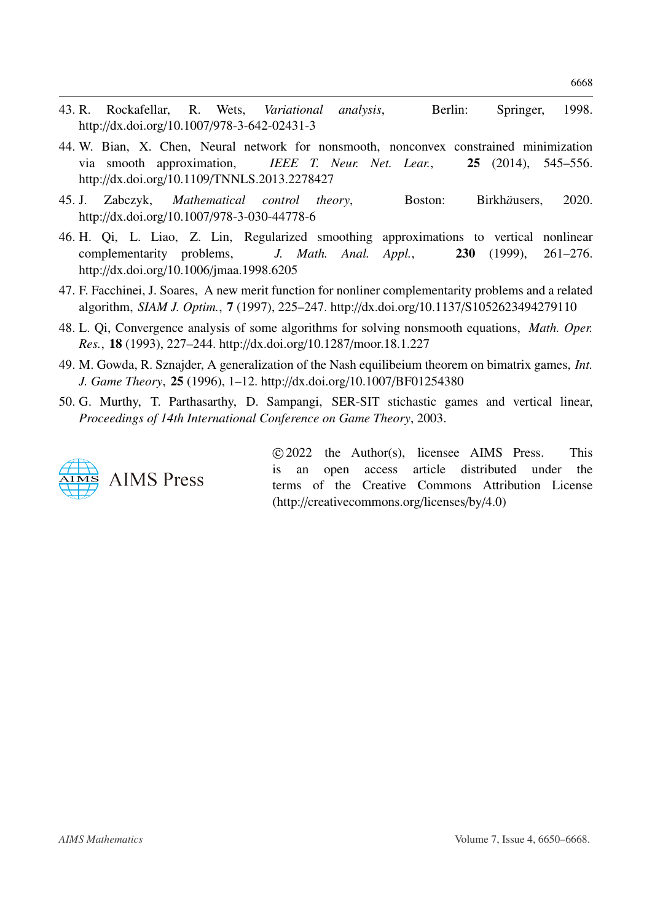43. R. Rockafellar, R. Wets, *Variational analysis*, Berlin: Springer, 1998. http://dx.doi.org/10.1007/978-3-642-02431-3
44. W. Bian, X. Chen, Neural network for nonsmooth, nonconvex constrained minimization via smooth approximation, *IEEE T. Neur. Net. Lear.*, **25** (2014), 545–556. http://dx.doi.org/10.1109/TNNLS.2013.2278427
45. J. Zabczyk, *Mathematical control theory*, Boston: Birkh*ä*users, 2020. http://dx.doi.org/10.1007/978-3-030-44778-6
46. H. Qi, L. Liao, Z. Lin, Regularized smoothing approximations to vertical nonlinear complementarity problems, *J. Math. Anal. Appl.*, **230** (1999), 261–276. http://dx.doi.org/10.1006/jmaa.1998.6205
47. F. Facchinei, J. Soares, A new merit function for nonliner complementarity problems and a related algorithm, *SIAM J. Optim.*, **7** (1997), 225–247. http://dx.doi.org/10.1137/S1052623494279110
48. L. Qi, Convergence analysis of some algorithms for solving nonsmooth equations, *Math. Oper. Res.*, **18** (1993), 227–244. http://dx.doi.org/10.1287/moor.18.1.227
49. M. Gowda, R. Sznajder, A generalization of the Nash equilibeium theorem on bimatrix games, *Int. J. Game Theory*, **25** (1996), 1–12. http://dx.doi.org/10.1007/BF01254380
50. G. Murthy, T. Parthasarthy, D. Sampangi, SER-SIT stichastic games and vertical linear, *Proceedings of 14th International Conference on Game Theory*, 2003.

AIMS Press

© 2022 the Author(s), licensee AIMS Press. This is an open access article distributed under the terms of the Creative Commons Attribution License (http://creativecommons.org/licenses/by/4.0)